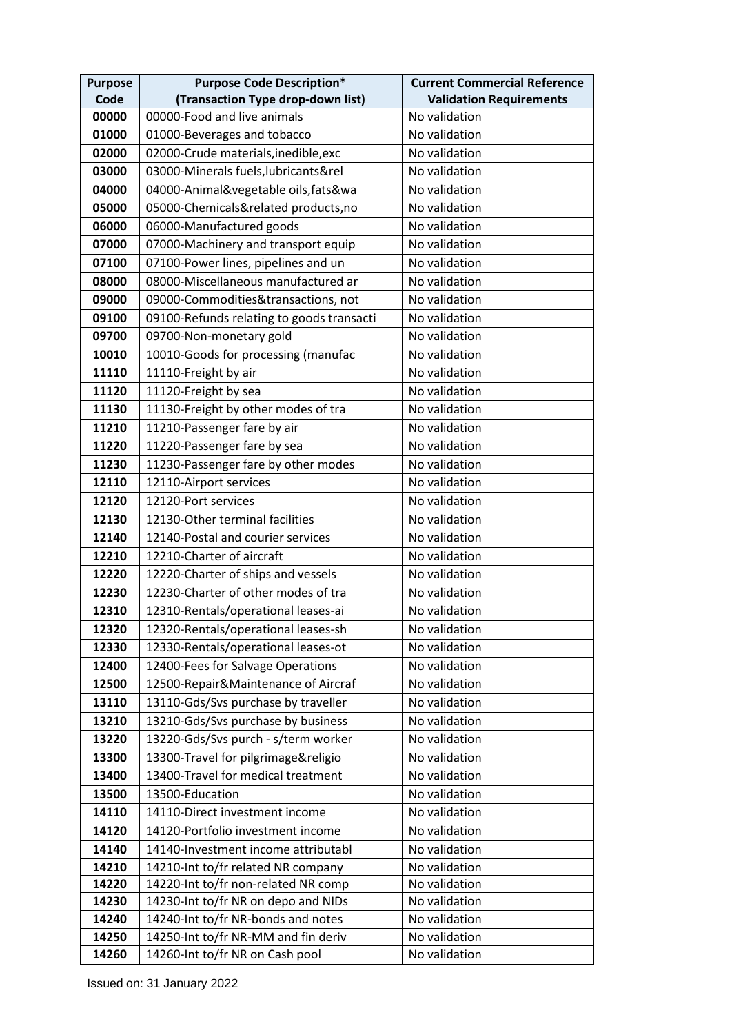| Purpose Code | Purpose Code Description* (Transaction Type drop-down list) | Current Commercial Reference Validation Requirements |
|---|---|---|
| 00000 | 00000-Food and live animals | No validation |
| 01000 | 01000-Beverages and tobacco | No validation |
| 02000 | 02000-Crude materials,inedible,exc | No validation |
| 03000 | 03000-Minerals fuels,lubricants&rel | No validation |
| 04000 | 04000-Animal&vegetable oils,fats&wa | No validation |
| 05000 | 05000-Chemicals&related products,no | No validation |
| 06000 | 06000-Manufactured goods | No validation |
| 07000 | 07000-Machinery and transport equip | No validation |
| 07100 | 07100-Power lines, pipelines and un | No validation |
| 08000 | 08000-Miscellaneous manufactured ar | No validation |
| 09000 | 09000-Commodities&transactions, not | No validation |
| 09100 | 09100-Refunds relating to goods transacti | No validation |
| 09700 | 09700-Non-monetary gold | No validation |
| 10010 | 10010-Goods for processing (manufac | No validation |
| 11110 | 11110-Freight by air | No validation |
| 11120 | 11120-Freight by sea | No validation |
| 11130 | 11130-Freight by other modes of tra | No validation |
| 11210 | 11210-Passenger fare by air | No validation |
| 11220 | 11220-Passenger fare by sea | No validation |
| 11230 | 11230-Passenger fare by other modes | No validation |
| 12110 | 12110-Airport services | No validation |
| 12120 | 12120-Port services | No validation |
| 12130 | 12130-Other terminal facilities | No validation |
| 12140 | 12140-Postal and courier services | No validation |
| 12210 | 12210-Charter of aircraft | No validation |
| 12220 | 12220-Charter of ships and vessels | No validation |
| 12230 | 12230-Charter of other modes of tra | No validation |
| 12310 | 12310-Rentals/operational leases-ai | No validation |
| 12320 | 12320-Rentals/operational leases-sh | No validation |
| 12330 | 12330-Rentals/operational leases-ot | No validation |
| 12400 | 12400-Fees for Salvage Operations | No validation |
| 12500 | 12500-Repair&Maintenance of Aircraf | No validation |
| 13110 | 13110-Gds/Svs purchase by traveller | No validation |
| 13210 | 13210-Gds/Svs purchase by business | No validation |
| 13220 | 13220-Gds/Svs purch - s/term worker | No validation |
| 13300 | 13300-Travel for pilgrimage&religio | No validation |
| 13400 | 13400-Travel for medical treatment | No validation |
| 13500 | 13500-Education | No validation |
| 14110 | 14110-Direct investment income | No validation |
| 14120 | 14120-Portfolio investment income | No validation |
| 14140 | 14140-Investment income attributabl | No validation |
| 14210 | 14210-Int to/fr related NR company | No validation |
| 14220 | 14220-Int to/fr non-related NR comp | No validation |
| 14230 | 14230-Int to/fr NR on depo and NIDs | No validation |
| 14240 | 14240-Int to/fr NR-bonds and notes | No validation |
| 14250 | 14250-Int to/fr NR-MM and fin deriv | No validation |
| 14260 | 14260-Int to/fr NR on Cash pool | No validation |

Issued on: 31 January 2022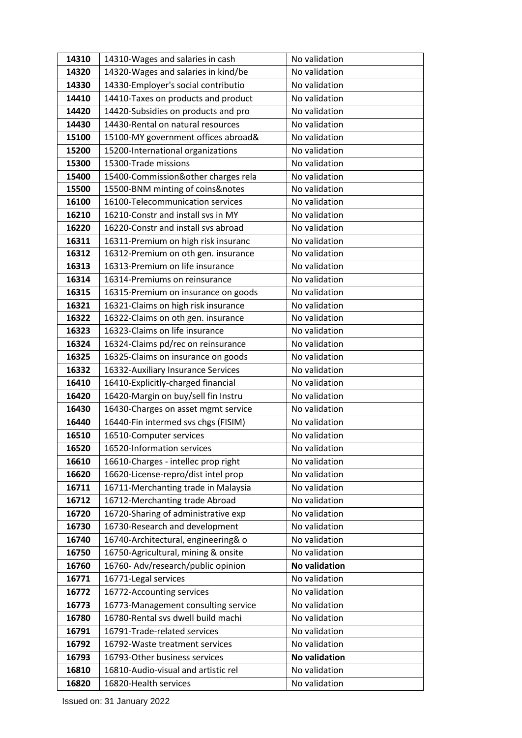| 14310 | 14310-Wages and salaries in cash | No validation |
|---|---|---|
| 14320 | 14320-Wages and salaries in kind/be | No validation |
| 14330 | 14330-Employer's social contributio | No validation |
| 14410 | 14410-Taxes on products and product | No validation |
| 14420 | 14420-Subsidies on products and pro | No validation |
| 14430 | 14430-Rental on natural resources | No validation |
| 15100 | 15100-MY government offices abroad& | No validation |
| 15200 | 15200-International organizations | No validation |
| 15300 | 15300-Trade missions | No validation |
| 15400 | 15400-Commission&other charges rela | No validation |
| 15500 | 15500-BNM minting of coins&notes | No validation |
| 16100 | 16100-Telecommunication services | No validation |
| 16210 | 16210-Constr and install svs in MY | No validation |
| 16220 | 16220-Constr and install svs abroad | No validation |
| 16311 | 16311-Premium on high risk insuranc | No validation |
| 16312 | 16312-Premium on oth gen. insurance | No validation |
| 16313 | 16313-Premium on life insurance | No validation |
| 16314 | 16314-Premiums on reinsurance | No validation |
| 16315 | 16315-Premium on insurance on goods | No validation |
| 16321 | 16321-Claims on high risk insurance | No validation |
| 16322 | 16322-Claims on oth gen. insurance | No validation |
| 16323 | 16323-Claims on life insurance | No validation |
| 16324 | 16324-Claims pd/rec on reinsurance | No validation |
| 16325 | 16325-Claims on insurance on goods | No validation |
| 16332 | 16332-Auxiliary Insurance Services | No validation |
| 16410 | 16410-Explicitly-charged financial | No validation |
| 16420 | 16420-Margin on buy/sell fin Instru | No validation |
| 16430 | 16430-Charges on asset mgmt service | No validation |
| 16440 | 16440-Fin intermed svs chgs (FISIM) | No validation |
| 16510 | 16510-Computer services | No validation |
| 16520 | 16520-Information services | No validation |
| 16610 | 16610-Charges - intellec prop right | No validation |
| 16620 | 16620-License-repro/dist intel prop | No validation |
| 16711 | 16711-Merchanting trade in Malaysia | No validation |
| 16712 | 16712-Merchanting trade Abroad | No validation |
| 16720 | 16720-Sharing of administrative exp | No validation |
| 16730 | 16730-Research and development | No validation |
| 16740 | 16740-Architectural, engineering& o | No validation |
| 16750 | 16750-Agricultural, mining & onsite | No validation |
| 16760 | 16760- Adv/research/public opinion | **No validation** |
| 16771 | 16771-Legal services | No validation |
| 16772 | 16772-Accounting services | No validation |
| 16773 | 16773-Management consulting service | No validation |
| 16780 | 16780-Rental svs dwell build machi | No validation |
| 16791 | 16791-Trade-related services | No validation |
| 16792 | 16792-Waste treatment services | No validation |
| 16793 | 16793-Other business services | **No validation** |
| 16810 | 16810-Audio-visual and artistic rel | No validation |
| 16820 | 16820-Health services | No validation |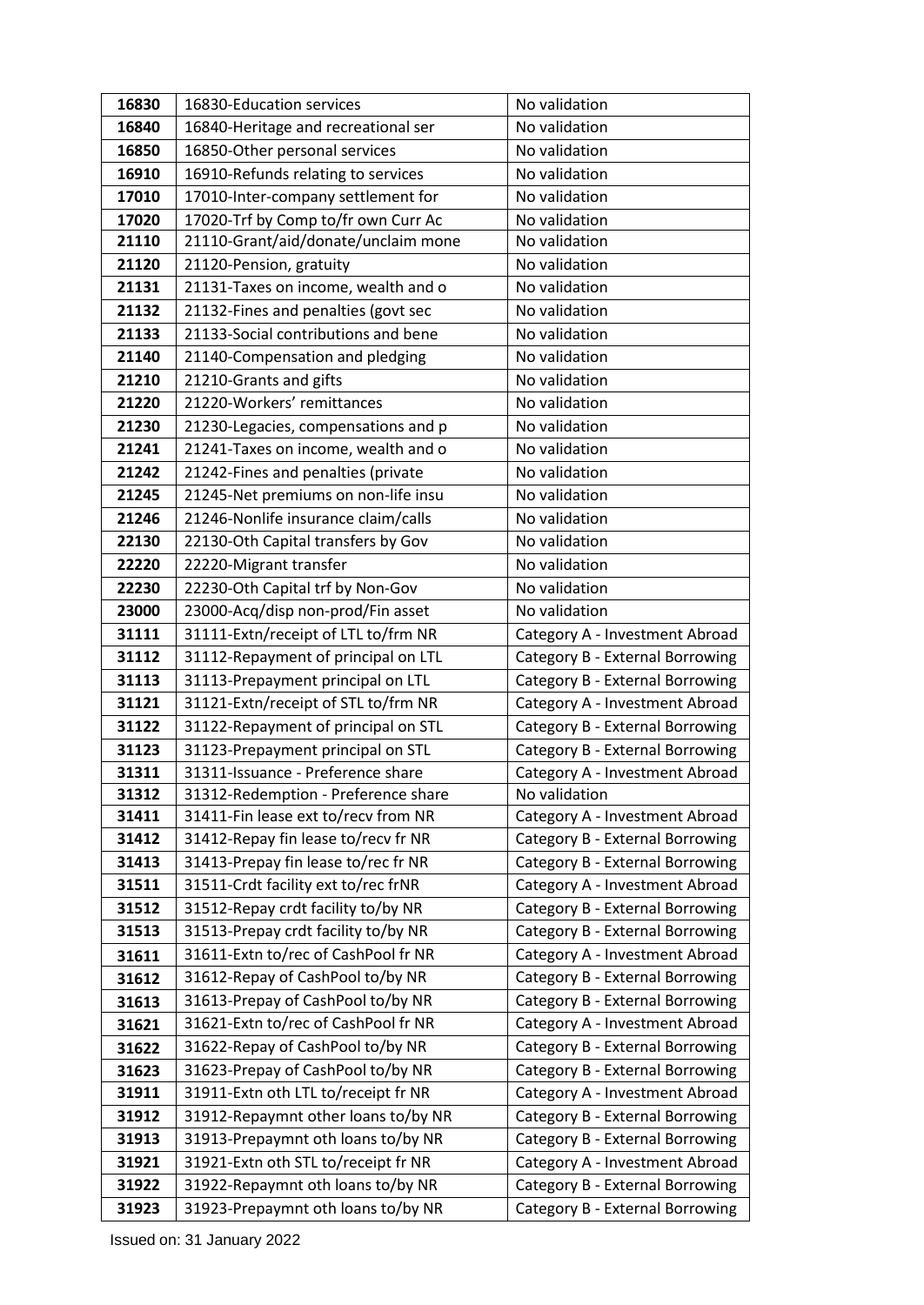| 16830 | 16830-Education services | No validation |
|---|---|---|
| 16840 | 16840-Heritage and recreational ser | No validation |
| 16850 | 16850-Other personal services | No validation |
| 16910 | 16910-Refunds relating to services | No validation |
| 17010 | 17010-Inter-company settlement for | No validation |
| 17020 | 17020-Trf by Comp to/fr own Curr Ac | No validation |
| 21110 | 21110-Grant/aid/donate/unclaim mone | No validation |
| 21120 | 21120-Pension, gratuity | No validation |
| 21131 | 21131-Taxes on income, wealth and o | No validation |
| 21132 | 21132-Fines and penalties (govt sec | No validation |
| 21133 | 21133-Social contributions and bene | No validation |
| 21140 | 21140-Compensation and pledging | No validation |
| 21210 | 21210-Grants and gifts | No validation |
| 21220 | 21220-Workers' remittances | No validation |
| 21230 | 21230-Legacies, compensations and p | No validation |
| 21241 | 21241-Taxes on income, wealth and o | No validation |
| 21242 | 21242-Fines and penalties (private | No validation |
| 21245 | 21245-Net premiums on non-life insu | No validation |
| 21246 | 21246-Nonlife insurance claim/calls | No validation |
| 22130 | 22130-Oth Capital transfers by Gov | No validation |
| 22220 | 22220-Migrant transfer | No validation |
| 22230 | 22230-Oth Capital trf by Non-Gov | No validation |
| 23000 | 23000-Acq/disp non-prod/Fin asset | No validation |
| 31111 | 31111-Extn/receipt of LTL to/frm NR | Category A - Investment Abroad |
| 31112 | 31112-Repayment of principal on LTL | Category B - External Borrowing |
| 31113 | 31113-Prepayment principal on LTL | Category B - External Borrowing |
| 31121 | 31121-Extn/receipt of STL to/frm NR | Category A - Investment Abroad |
| 31122 | 31122-Repayment of principal on STL | Category B - External Borrowing |
| 31123 | 31123-Prepayment principal on STL | Category B - External Borrowing |
| 31311 | 31311-Issuance - Preference share | Category A - Investment Abroad |
| 31312 | 31312-Redemption - Preference share | No validation |
| 31411 | 31411-Fin lease ext to/recv from NR | Category A - Investment Abroad |
| 31412 | 31412-Repay fin lease to/recv fr NR | Category B - External Borrowing |
| 31413 | 31413-Prepay fin lease to/rec fr NR | Category B - External Borrowing |
| 31511 | 31511-Crdt facility ext to/rec frNR | Category A - Investment Abroad |
| 31512 | 31512-Repay crdt facility to/by NR | Category B - External Borrowing |
| 31513 | 31513-Prepay crdt facility to/by NR | Category B - External Borrowing |
| 31611 | 31611-Extn to/rec of CashPool fr NR | Category A - Investment Abroad |
| 31612 | 31612-Repay of CashPool to/by NR | Category B - External Borrowing |
| 31613 | 31613-Prepay of CashPool to/by NR | Category B - External Borrowing |
| 31621 | 31621-Extn to/rec of CashPool fr NR | Category A - Investment Abroad |
| 31622 | 31622-Repay of CashPool to/by NR | Category B - External Borrowing |
| 31623 | 31623-Prepay of CashPool to/by NR | Category B - External Borrowing |
| 31911 | 31911-Extn oth LTL to/receipt fr NR | Category A - Investment Abroad |
| 31912 | 31912-Repaymnt other loans to/by NR | Category B - External Borrowing |
| 31913 | 31913-Prepaymnt oth loans to/by NR | Category B - External Borrowing |
| 31921 | 31921-Extn oth STL to/receipt fr NR | Category A - Investment Abroad |
| 31922 | 31922-Repaymnt oth loans to/by NR | Category B - External Borrowing |
| 31923 | 31923-Prepaymnt oth loans to/by NR | Category B - External Borrowing |

Issued on: 31 January 2022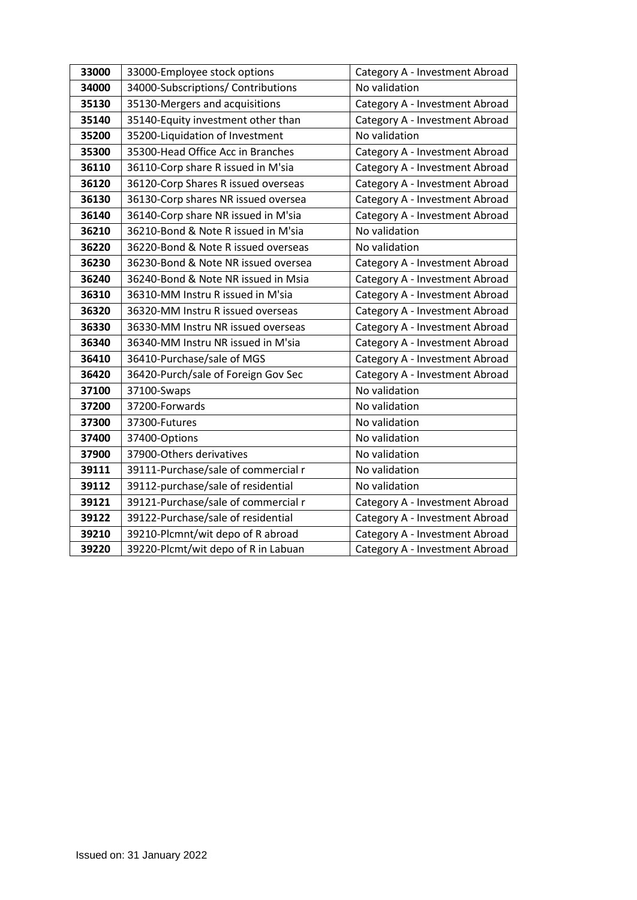| **33000** | 33000-Employee stock options | Category A - Investment Abroad |
|---|---|---|
| **34000** | 34000-Subscriptions/ Contributions | No validation |
| **35130** | 35130-Mergers and acquisitions | Category A - Investment Abroad |
| **35140** | 35140-Equity investment other than | Category A - Investment Abroad |
| **35200** | 35200-Liquidation of Investment | No validation |
| **35300** | 35300-Head Office Acc in Branches | Category A - Investment Abroad |
| **36110** | 36110-Corp share R issued in M'sia | Category A - Investment Abroad |
| **36120** | 36120-Corp Shares R issued overseas | Category A - Investment Abroad |
| **36130** | 36130-Corp shares NR issued oversea | Category A - Investment Abroad |
| **36140** | 36140-Corp share NR issued in M'sia | Category A - Investment Abroad |
| **36210** | 36210-Bond & Note R issued in M'sia | No validation |
| **36220** | 36220-Bond & Note R issued overseas | No validation |
| **36230** | 36230-Bond & Note NR issued oversea | Category A - Investment Abroad |
| **36240** | 36240-Bond & Note NR issued in Msia | Category A - Investment Abroad |
| **36310** | 36310-MM Instru R issued in M'sia | Category A - Investment Abroad |
| **36320** | 36320-MM Instru R issued overseas | Category A - Investment Abroad |
| **36330** | 36330-MM Instru NR issued overseas | Category A - Investment Abroad |
| **36340** | 36340-MM Instru NR issued in M'sia | Category A - Investment Abroad |
| **36410** | 36410-Purchase/sale of MGS | Category A - Investment Abroad |
| **36420** | 36420-Purch/sale of Foreign Gov Sec | Category A - Investment Abroad |
| **37100** | 37100-Swaps | No validation |
| **37200** | 37200-Forwards | No validation |
| **37300** | 37300-Futures | No validation |
| **37400** | 37400-Options | No validation |
| **37900** | 37900-Others derivatives | No validation |
| **39111** | 39111-Purchase/sale of commercial r | No validation |
| **39112** | 39112-purchase/sale of residential | No validation |
| **39121** | 39121-Purchase/sale of commercial r | Category A - Investment Abroad |
| **39122** | 39122-Purchase/sale of residential | Category A - Investment Abroad |
| **39210** | 39210-Plcmnt/wit depo of R abroad | Category A - Investment Abroad |
| **39220** | 39220-Plcmt/wit depo of R in Labuan | Category A - Investment Abroad |

Issued on: 31 January 2022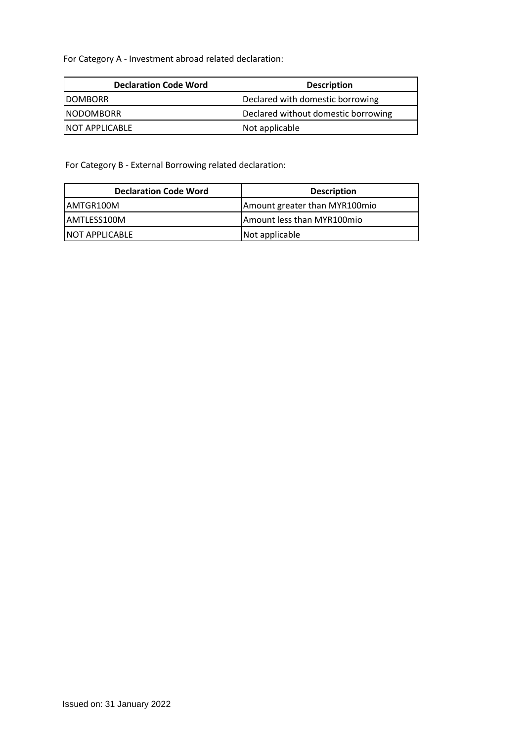For Category A - Investment abroad related declaration:

| Declaration Code Word | Description |
|---|---|
| DOMBORR | Declared with domestic borrowing |
| NODOMBORR | Declared without domestic borrowing |
| NOT APPLICABLE | Not applicable |

For Category B - External Borrowing related declaration:

| Declaration Code Word | Description |
|---|---|
| AMTGR100M | Amount greater than MYR100mio |
| AMTLESS100M | Amount less than MYR100mio |
| NOT APPLICABLE | Not applicable |

Issued on: 31 January 2022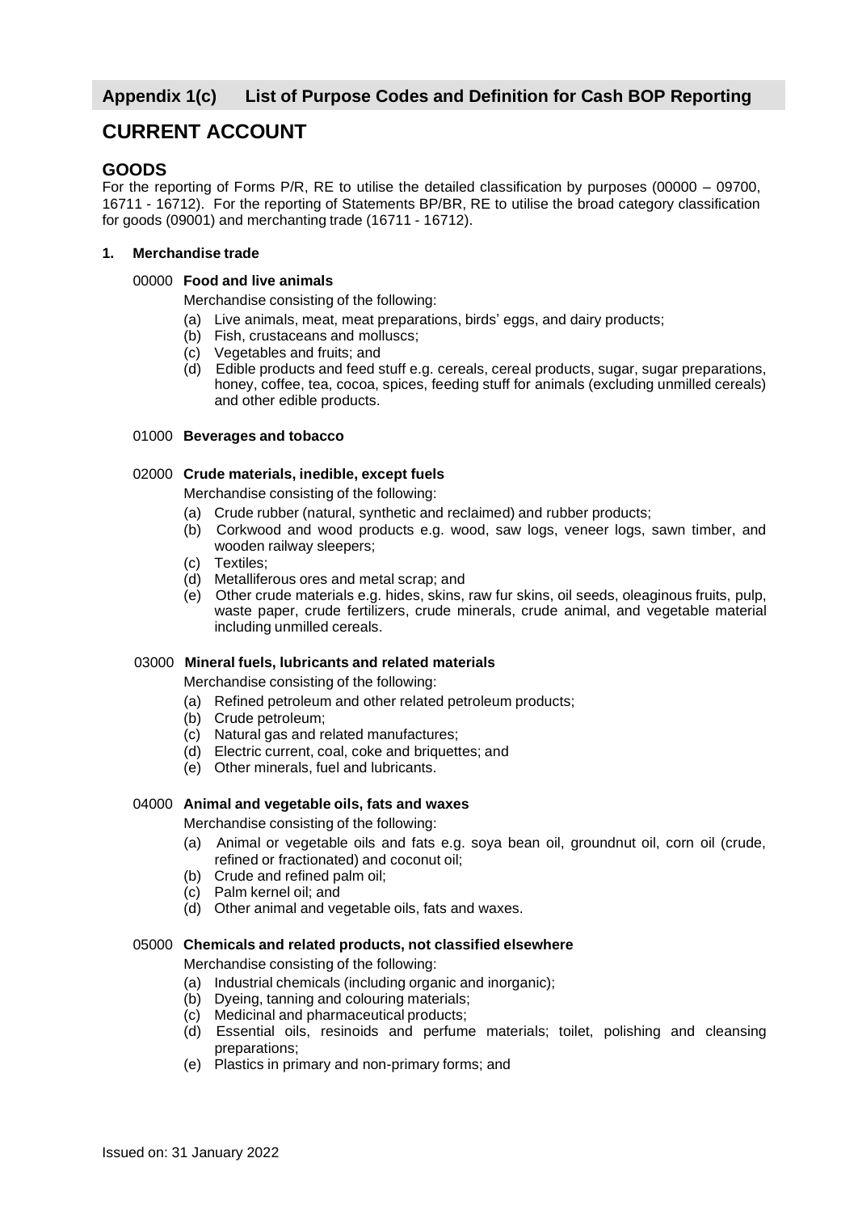## Appendix 1(c) List of Purpose Codes and Definition for Cash BOP Reporting

# CURRENT ACCOUNT

## GOODS

For the reporting of Forms P/R, RE to utilise the detailed classification by purposes (00000 – 09700, 16711 - 16712). For the reporting of Statements BP/BR, RE to utilise the broad category classification for goods (09001) and merchanting trade (16711 - 16712).

**1. Merchandise trade**

00000 **Food and live animals**

Merchandise consisting of the following:

(a) Live animals, meat, meat preparations, birds' eggs, and dairy products;
(b) Fish, crustaceans and molluscs;
(c) Vegetables and fruits; and
(d) Edible products and feed stuff e.g. cereals, cereal products, sugar, sugar preparations, honey, coffee, tea, cocoa, spices, feeding stuff for animals (excluding unmilled cereals) and other edible products.

01000 **Beverages and tobacco**

02000 **Crude materials, inedible, except fuels**

Merchandise consisting of the following:

(a) Crude rubber (natural, synthetic and reclaimed) and rubber products;
(b) Corkwood and wood products e.g. wood, saw logs, veneer logs, sawn timber, and wooden railway sleepers;
(c) Textiles;
(d) Metalliferous ores and metal scrap; and
(e) Other crude materials e.g. hides, skins, raw fur skins, oil seeds, oleaginous fruits, pulp, waste paper, crude fertilizers, crude minerals, crude animal, and vegetable material including unmilled cereals.

03000 **Mineral fuels, lubricants and related materials**

Merchandise consisting of the following:

(a) Refined petroleum and other related petroleum products;
(b) Crude petroleum;
(c) Natural gas and related manufactures;
(d) Electric current, coal, coke and briquettes; and
(e) Other minerals, fuel and lubricants.

04000 **Animal and vegetable oils, fats and waxes**

Merchandise consisting of the following:

(a) Animal or vegetable oils and fats e.g. soya bean oil, groundnut oil, corn oil (crude, refined or fractionated) and coconut oil;
(b) Crude and refined palm oil;
(c) Palm kernel oil; and
(d) Other animal and vegetable oils, fats and waxes.

05000 **Chemicals and related products, not classified elsewhere**

Merchandise consisting of the following:

(a) Industrial chemicals (including organic and inorganic);
(b) Dyeing, tanning and colouring materials;
(c) Medicinal and pharmaceutical products;
(d) Essential oils, resinoids and perfume materials; toilet, polishing and cleansing preparations;
(e) Plastics in primary and non-primary forms; and

Issued on: 31 January 2022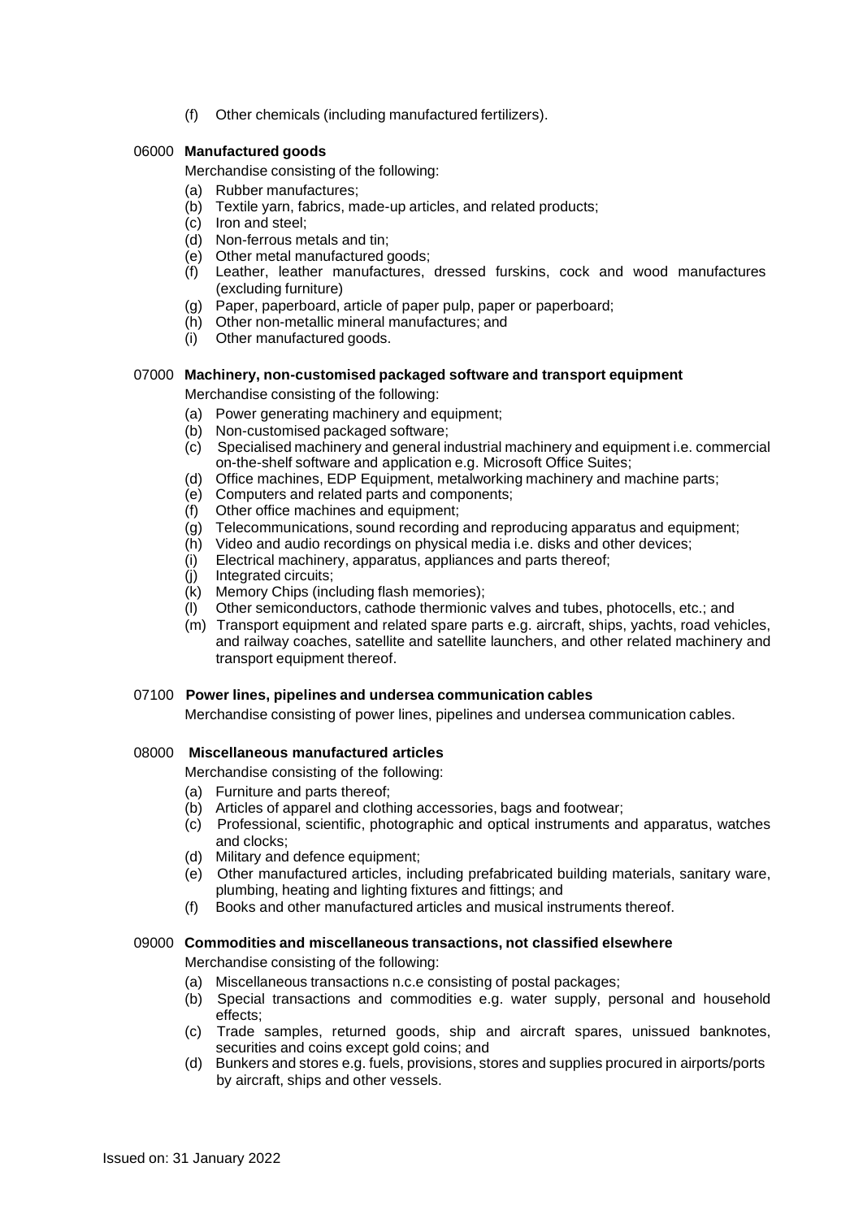(f) Other chemicals (including manufactured fertilizers).

**06000 Manufactured goods**

Merchandise consisting of the following:

(a) Rubber manufactures;
(b) Textile yarn, fabrics, made-up articles, and related products;
(c) Iron and steel;
(d) Non-ferrous metals and tin;
(e) Other metal manufactured goods;
(f) Leather, leather manufactures, dressed furskins, cock and wood manufactures (excluding furniture)
(g) Paper, paperboard, article of paper pulp, paper or paperboard;
(h) Other non-metallic mineral manufactures; and
(i) Other manufactured goods.

**07000 Machinery, non-customised packaged software and transport equipment**

Merchandise consisting of the following:

(a) Power generating machinery and equipment;
(b) Non-customised packaged software;
(c) Specialised machinery and general industrial machinery and equipment i.e. commercial on-the-shelf software and application e.g. Microsoft Office Suites;
(d) Office machines, EDP Equipment, metalworking machinery and machine parts;
(e) Computers and related parts and components;
(f) Other office machines and equipment;
(g) Telecommunications, sound recording and reproducing apparatus and equipment;
(h) Video and audio recordings on physical media i.e. disks and other devices;
(i) Electrical machinery, apparatus, appliances and parts thereof;
(j) Integrated circuits;
(k) Memory Chips (including flash memories);
(l) Other semiconductors, cathode thermionic valves and tubes, photocells, etc.; and
(m) Transport equipment and related spare parts e.g. aircraft, ships, yachts, road vehicles, and railway coaches, satellite and satellite launchers, and other related machinery and transport equipment thereof.

**07100 Power lines, pipelines and undersea communication cables**

Merchandise consisting of power lines, pipelines and undersea communication cables.

**08000 Miscellaneous manufactured articles**

Merchandise consisting of the following:

(a) Furniture and parts thereof;
(b) Articles of apparel and clothing accessories, bags and footwear;
(c) Professional, scientific, photographic and optical instruments and apparatus, watches and clocks;
(d) Military and defence equipment;
(e) Other manufactured articles, including prefabricated building materials, sanitary ware, plumbing, heating and lighting fixtures and fittings; and
(f) Books and other manufactured articles and musical instruments thereof.

**09000 Commodities and miscellaneous transactions, not classified elsewhere**

Merchandise consisting of the following:

(a) Miscellaneous transactions n.c.e consisting of postal packages;
(b) Special transactions and commodities e.g. water supply, personal and household effects;
(c) Trade samples, returned goods, ship and aircraft spares, unissued banknotes, securities and coins except gold coins; and
(d) Bunkers and stores e.g. fuels, provisions, stores and supplies procured in airports/ports by aircraft, ships and other vessels.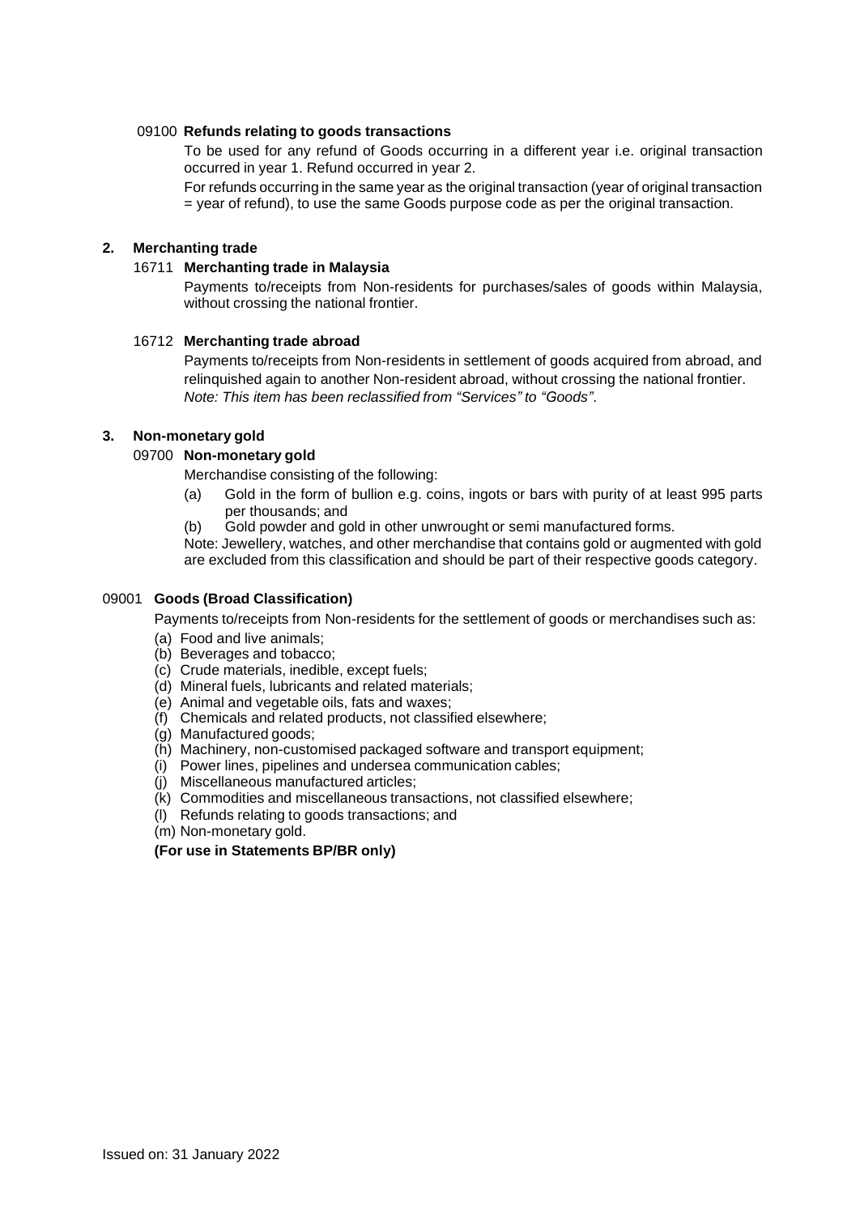09100 **Refunds relating to goods transactions**

To be used for any refund of Goods occurring in a different year i.e. original transaction occurred in year 1. Refund occurred in year 2.

For refunds occurring in the same year as the original transaction (year of original transaction = year of refund), to use the same Goods purpose code as per the original transaction.

## 2. Merchanting trade

16711 **Merchanting trade in Malaysia**

Payments to/receipts from Non-residents for purchases/sales of goods within Malaysia, without crossing the national frontier.

16712 **Merchanting trade abroad**

Payments to/receipts from Non-residents in settlement of goods acquired from abroad, and relinquished again to another Non-resident abroad, without crossing the national frontier.
*Note: This item has been reclassified from "Services" to "Goods".*

## 3. Non-monetary gold

09700 **Non-monetary gold**

Merchandise consisting of the following:

(a) Gold in the form of bullion e.g. coins, ingots or bars with purity of at least 995 parts per thousands; and

(b) Gold powder and gold in other unwrought or semi manufactured forms.

Note: Jewellery, watches, and other merchandise that contains gold or augmented with gold are excluded from this classification and should be part of their respective goods category.

09001 **Goods (Broad Classification)**

Payments to/receipts from Non-residents for the settlement of goods or merchandises such as:

(a) Food and live animals;
(b) Beverages and tobacco;
(c) Crude materials, inedible, except fuels;
(d) Mineral fuels, lubricants and related materials;
(e) Animal and vegetable oils, fats and waxes;
(f) Chemicals and related products, not classified elsewhere;
(g) Manufactured goods;
(h) Machinery, non-customised packaged software and transport equipment;
(i) Power lines, pipelines and undersea communication cables;
(j) Miscellaneous manufactured articles;
(k) Commodities and miscellaneous transactions, not classified elsewhere;
(l) Refunds relating to goods transactions; and
(m) Non-monetary gold.

**(For use in Statements BP/BR only)**

Issued on: 31 January 2022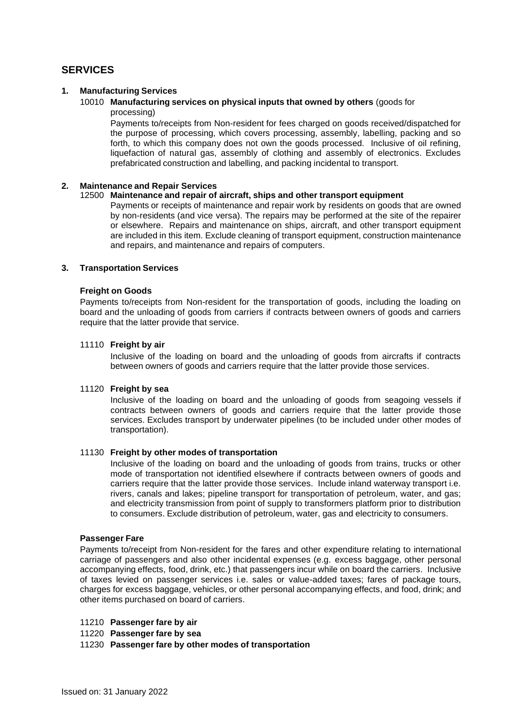## SERVICES

### 1. Manufacturing Services

10010 **Manufacturing services on physical inputs that owned by others** (goods for processing)

Payments to/receipts from Non-resident for fees charged on goods received/dispatched for the purpose of processing, which covers processing, assembly, labelling, packing and so forth, to which this company does not own the goods processed. Inclusive of oil refining, liquefaction of natural gas, assembly of clothing and assembly of electronics. Excludes prefabricated construction and labelling, and packing incidental to transport.

### 2. Maintenance and Repair Services

12500 **Maintenance and repair of aircraft, ships and other transport equipment**

Payments or receipts of maintenance and repair work by residents on goods that are owned by non-residents (and vice versa). The repairs may be performed at the site of the repairer or elsewhere. Repairs and maintenance on ships, aircraft, and other transport equipment are included in this item. Exclude cleaning of transport equipment, construction maintenance and repairs, and maintenance and repairs of computers.

### 3. Transportation Services

**Freight on Goods**

Payments to/receipts from Non-resident for the transportation of goods, including the loading on board and the unloading of goods from carriers if contracts between owners of goods and carriers require that the latter provide that service.

11110 **Freight by air**

Inclusive of the loading on board and the unloading of goods from aircrafts if contracts between owners of goods and carriers require that the latter provide those services.

11120 **Freight by sea**

Inclusive of the loading on board and the unloading of goods from seagoing vessels if contracts between owners of goods and carriers require that the latter provide those services. Excludes transport by underwater pipelines (to be included under other modes of transportation).

11130 **Freight by other modes of transportation**

Inclusive of the loading on board and the unloading of goods from trains, trucks or other mode of transportation not identified elsewhere if contracts between owners of goods and carriers require that the latter provide those services. Include inland waterway transport i.e. rivers, canals and lakes; pipeline transport for transportation of petroleum, water, and gas; and electricity transmission from point of supply to transformers platform prior to distribution to consumers. Exclude distribution of petroleum, water, gas and electricity to consumers.

**Passenger Fare**

Payments to/receipt from Non-resident for the fares and other expenditure relating to international carriage of passengers and also other incidental expenses (e.g. excess baggage, other personal accompanying effects, food, drink, etc.) that passengers incur while on board the carriers. Inclusive of taxes levied on passenger services i.e. sales or value-added taxes; fares of package tours, charges for excess baggage, vehicles, or other personal accompanying effects, and food, drink; and other items purchased on board of carriers.

11210 **Passenger fare by air**

11220 **Passenger fare by sea**

11230 **Passenger fare by other modes of transportation**

Issued on: 31 January 2022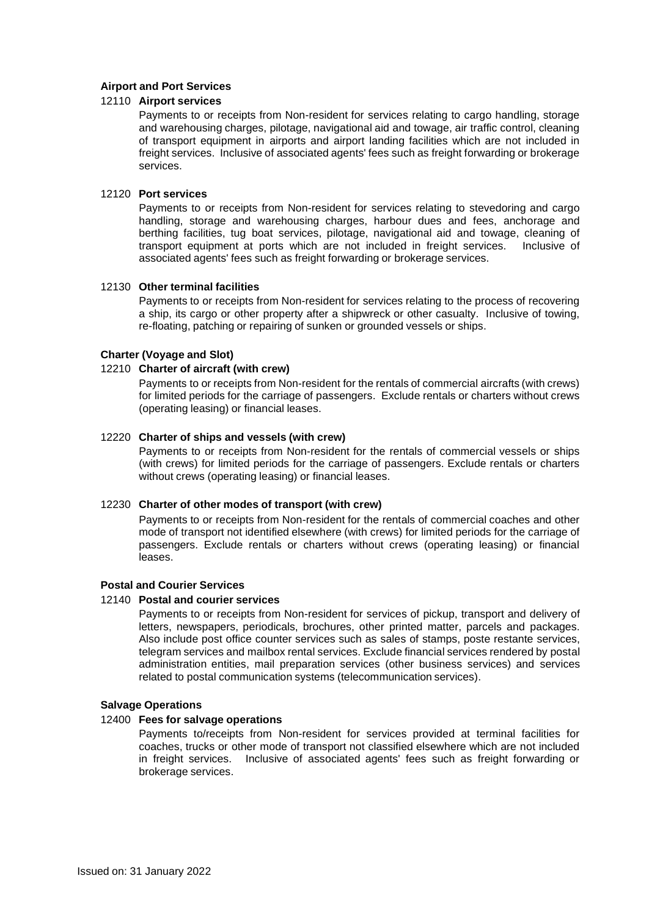**Airport and Port Services**

12110 **Airport services**

Payments to or receipts from Non-resident for services relating to cargo handling, storage and warehousing charges, pilotage, navigational aid and towage, air traffic control, cleaning of transport equipment in airports and airport landing facilities which are not included in freight services. Inclusive of associated agents' fees such as freight forwarding or brokerage services.

12120 **Port services**

Payments to or receipts from Non-resident for services relating to stevedoring and cargo handling, storage and warehousing charges, harbour dues and fees, anchorage and berthing facilities, tug boat services, pilotage, navigational aid and towage, cleaning of transport equipment at ports which are not included in freight services. Inclusive of associated agents' fees such as freight forwarding or brokerage services.

12130 **Other terminal facilities**

Payments to or receipts from Non-resident for services relating to the process of recovering a ship, its cargo or other property after a shipwreck or other casualty. Inclusive of towing, re-floating, patching or repairing of sunken or grounded vessels or ships.

**Charter (Voyage and Slot)**

12210 **Charter of aircraft (with crew)**

Payments to or receipts from Non-resident for the rentals of commercial aircrafts (with crews) for limited periods for the carriage of passengers. Exclude rentals or charters without crews (operating leasing) or financial leases.

12220 **Charter of ships and vessels (with crew)**

Payments to or receipts from Non-resident for the rentals of commercial vessels or ships (with crews) for limited periods for the carriage of passengers. Exclude rentals or charters without crews (operating leasing) or financial leases.

12230 **Charter of other modes of transport (with crew)**

Payments to or receipts from Non-resident for the rentals of commercial coaches and other mode of transport not identified elsewhere (with crews) for limited periods for the carriage of passengers. Exclude rentals or charters without crews (operating leasing) or financial leases.

**Postal and Courier Services**

12140 **Postal and courier services**

Payments to or receipts from Non-resident for services of pickup, transport and delivery of letters, newspapers, periodicals, brochures, other printed matter, parcels and packages. Also include post office counter services such as sales of stamps, poste restante services, telegram services and mailbox rental services. Exclude financial services rendered by postal administration entities, mail preparation services (other business services) and services related to postal communication systems (telecommunication services).

**Salvage Operations**

12400 **Fees for salvage operations**

Payments to/receipts from Non-resident for services provided at terminal facilities for coaches, trucks or other mode of transport not classified elsewhere which are not included in freight services. Inclusive of associated agents' fees such as freight forwarding or brokerage services.

Issued on: 31 January 2022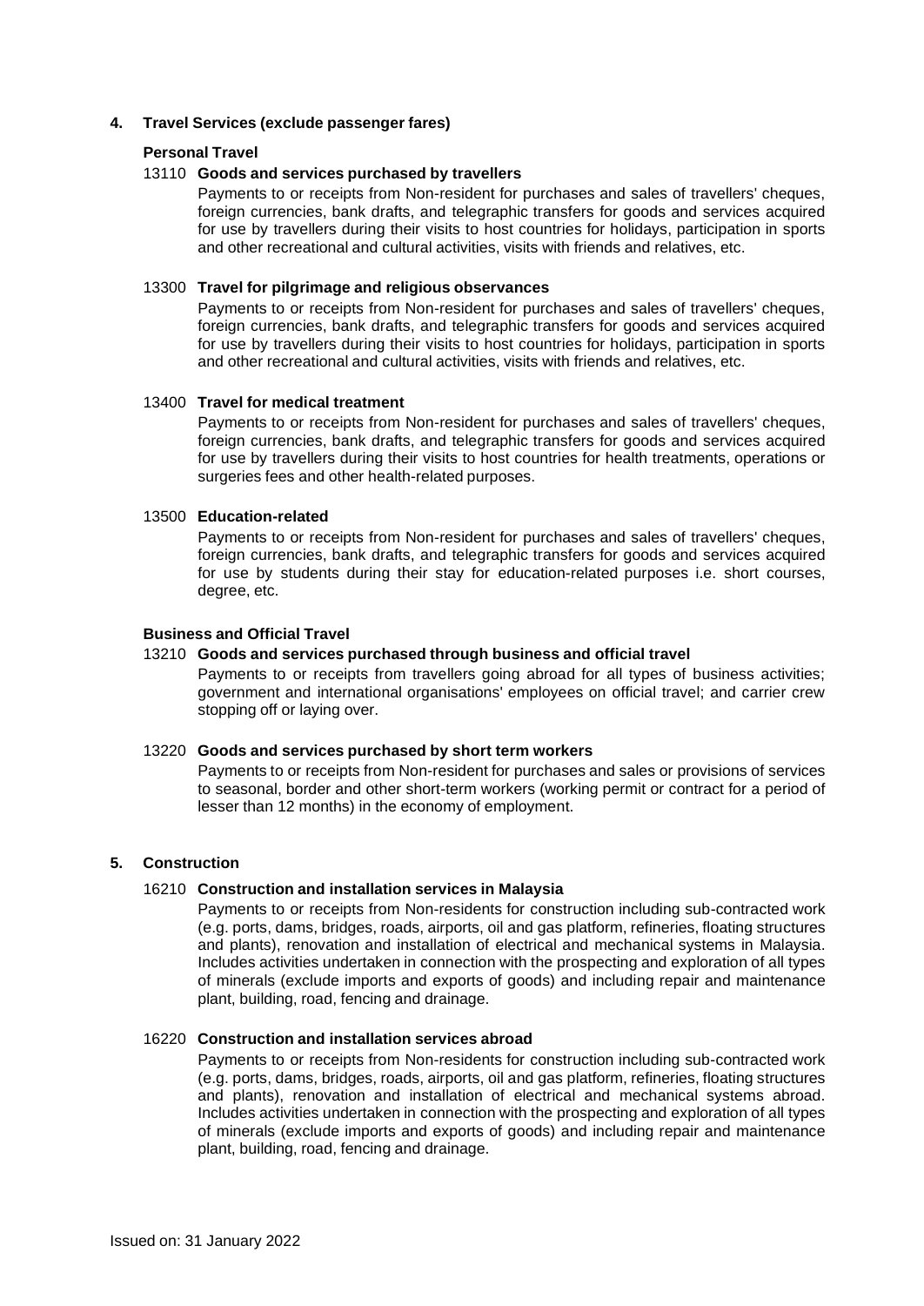## 4. Travel Services (exclude passenger fares)

### Personal Travel

**13110 Goods and services purchased by travellers**

Payments to or receipts from Non-resident for purchases and sales of travellers' cheques, foreign currencies, bank drafts, and telegraphic transfers for goods and services acquired for use by travellers during their visits to host countries for holidays, participation in sports and other recreational and cultural activities, visits with friends and relatives, etc.

**13300 Travel for pilgrimage and religious observances**

Payments to or receipts from Non-resident for purchases and sales of travellers' cheques, foreign currencies, bank drafts, and telegraphic transfers for goods and services acquired for use by travellers during their visits to host countries for holidays, participation in sports and other recreational and cultural activities, visits with friends and relatives, etc.

**13400 Travel for medical treatment**

Payments to or receipts from Non-resident for purchases and sales of travellers' cheques, foreign currencies, bank drafts, and telegraphic transfers for goods and services acquired for use by travellers during their visits to host countries for health treatments, operations or surgeries fees and other health-related purposes.

**13500 Education-related**

Payments to or receipts from Non-resident for purchases and sales of travellers' cheques, foreign currencies, bank drafts, and telegraphic transfers for goods and services acquired for use by students during their stay for education-related purposes i.e. short courses, degree, etc.

### Business and Official Travel

**13210 Goods and services purchased through business and official travel**

Payments to or receipts from travellers going abroad for all types of business activities; government and international organisations' employees on official travel; and carrier crew stopping off or laying over.

**13220 Goods and services purchased by short term workers**

Payments to or receipts from Non-resident for purchases and sales or provisions of services to seasonal, border and other short-term workers (working permit or contract for a period of lesser than 12 months) in the economy of employment.

## 5. Construction

**16210 Construction and installation services in Malaysia**

Payments to or receipts from Non-residents for construction including sub-contracted work (e.g. ports, dams, bridges, roads, airports, oil and gas platform, refineries, floating structures and plants), renovation and installation of electrical and mechanical systems in Malaysia. Includes activities undertaken in connection with the prospecting and exploration of all types of minerals (exclude imports and exports of goods) and including repair and maintenance plant, building, road, fencing and drainage.

**16220 Construction and installation services abroad**

Payments to or receipts from Non-residents for construction including sub-contracted work (e.g. ports, dams, bridges, roads, airports, oil and gas platform, refineries, floating structures and plants), renovation and installation of electrical and mechanical systems abroad. Includes activities undertaken in connection with the prospecting and exploration of all types of minerals (exclude imports and exports of goods) and including repair and maintenance plant, building, road, fencing and drainage.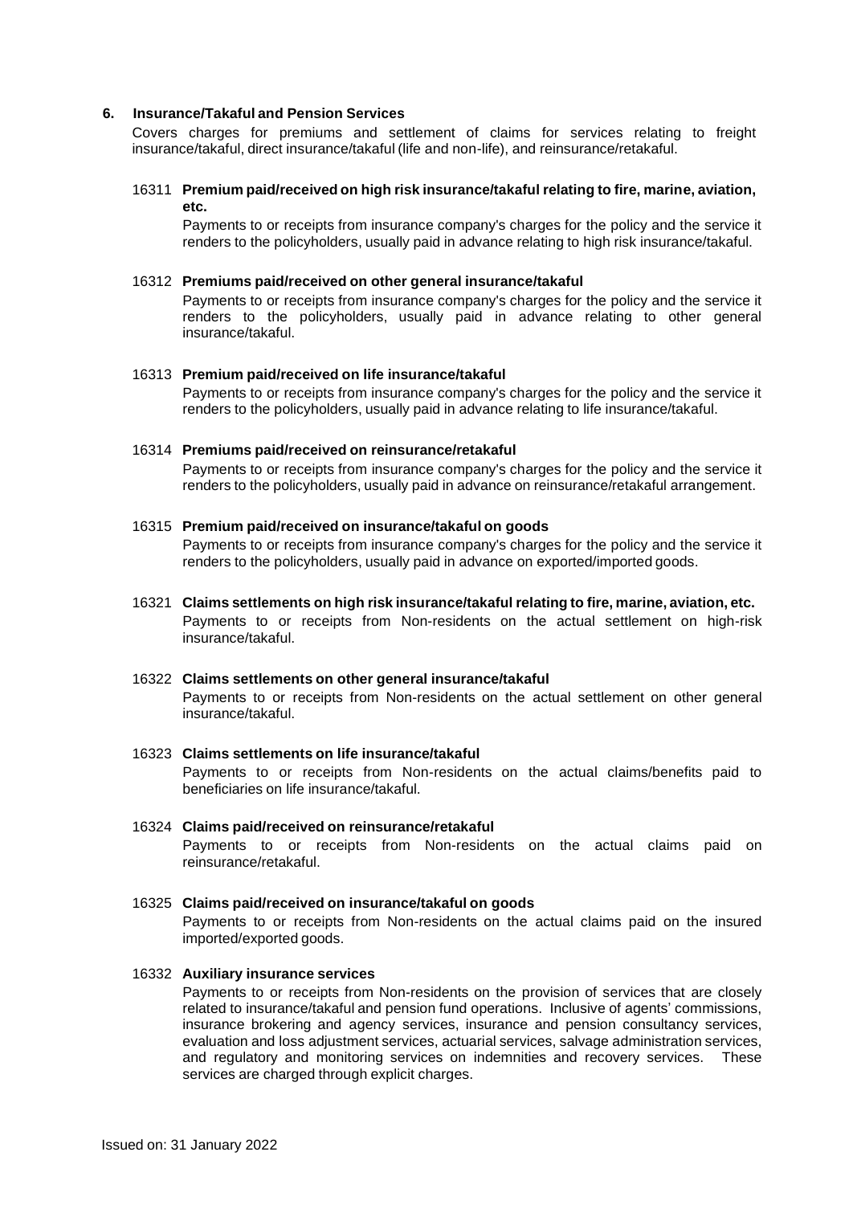## 6. Insurance/Takaful and Pension Services

Covers charges for premiums and settlement of claims for services relating to freight insurance/takaful, direct insurance/takaful (life and non-life), and reinsurance/retakaful.

**16311 Premium paid/received on high risk insurance/takaful relating to fire, marine, aviation, etc.**

Payments to or receipts from insurance company's charges for the policy and the service it renders to the policyholders, usually paid in advance relating to high risk insurance/takaful.

**16312 Premiums paid/received on other general insurance/takaful**

Payments to or receipts from insurance company's charges for the policy and the service it renders to the policyholders, usually paid in advance relating to other general insurance/takaful.

**16313 Premium paid/received on life insurance/takaful**

Payments to or receipts from insurance company's charges for the policy and the service it renders to the policyholders, usually paid in advance relating to life insurance/takaful.

**16314 Premiums paid/received on reinsurance/retakaful**

Payments to or receipts from insurance company's charges for the policy and the service it renders to the policyholders, usually paid in advance on reinsurance/retakaful arrangement.

**16315 Premium paid/received on insurance/takaful on goods**

Payments to or receipts from insurance company's charges for the policy and the service it renders to the policyholders, usually paid in advance on exported/imported goods.

**16321 Claims settlements on high risk insurance/takaful relating to fire, marine, aviation, etc.**

Payments to or receipts from Non-residents on the actual settlement on high-risk insurance/takaful.

**16322 Claims settlements on other general insurance/takaful**

Payments to or receipts from Non-residents on the actual settlement on other general insurance/takaful.

**16323 Claims settlements on life insurance/takaful**

Payments to or receipts from Non-residents on the actual claims/benefits paid to beneficiaries on life insurance/takaful.

**16324 Claims paid/received on reinsurance/retakaful**

Payments to or receipts from Non-residents on the actual claims paid on reinsurance/retakaful.

**16325 Claims paid/received on insurance/takaful on goods**

Payments to or receipts from Non-residents on the actual claims paid on the insured imported/exported goods.

**16332 Auxiliary insurance services**

Payments to or receipts from Non-residents on the provision of services that are closely related to insurance/takaful and pension fund operations. Inclusive of agents' commissions, insurance brokering and agency services, insurance and pension consultancy services, evaluation and loss adjustment services, actuarial services, salvage administration services, and regulatory and monitoring services on indemnities and recovery services. These services are charged through explicit charges.

Issued on: 31 January 2022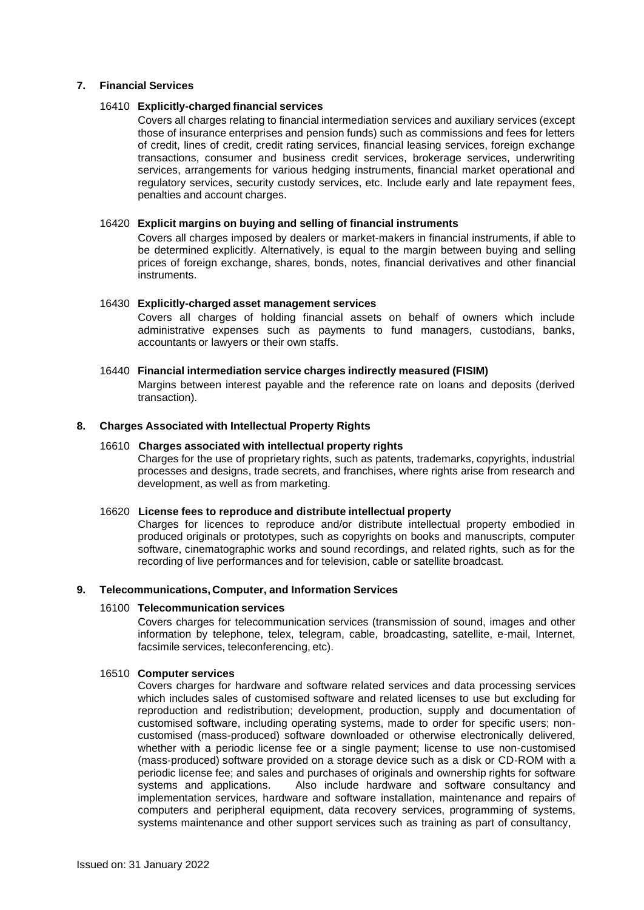## 7. Financial Services

### 16410 Explicitly-charged financial services

Covers all charges relating to financial intermediation services and auxiliary services (except those of insurance enterprises and pension funds) such as commissions and fees for letters of credit, lines of credit, credit rating services, financial leasing services, foreign exchange transactions, consumer and business credit services, brokerage services, underwriting services, arrangements for various hedging instruments, financial market operational and regulatory services, security custody services, etc. Include early and late repayment fees, penalties and account charges.

### 16420 Explicit margins on buying and selling of financial instruments

Covers all charges imposed by dealers or market-makers in financial instruments, if able to be determined explicitly. Alternatively, is equal to the margin between buying and selling prices of foreign exchange, shares, bonds, notes, financial derivatives and other financial instruments.

### 16430 Explicitly-charged asset management services

Covers all charges of holding financial assets on behalf of owners which include administrative expenses such as payments to fund managers, custodians, banks, accountants or lawyers or their own staffs.

### 16440 Financial intermediation service charges indirectly measured (FISIM)

Margins between interest payable and the reference rate on loans and deposits (derived transaction).

## 8. Charges Associated with Intellectual Property Rights

### 16610 Charges associated with intellectual property rights

Charges for the use of proprietary rights, such as patents, trademarks, copyrights, industrial processes and designs, trade secrets, and franchises, where rights arise from research and development, as well as from marketing.

### 16620 License fees to reproduce and distribute intellectual property

Charges for licences to reproduce and/or distribute intellectual property embodied in produced originals or prototypes, such as copyrights on books and manuscripts, computer software, cinematographic works and sound recordings, and related rights, such as for the recording of live performances and for television, cable or satellite broadcast.

## 9. Telecommunications, Computer, and Information Services

### 16100 Telecommunication services

Covers charges for telecommunication services (transmission of sound, images and other information by telephone, telex, telegram, cable, broadcasting, satellite, e-mail, Internet, facsimile services, teleconferencing, etc).

### 16510 Computer services

Covers charges for hardware and software related services and data processing services which includes sales of customised software and related licenses to use but excluding for reproduction and redistribution; development, production, supply and documentation of customised software, including operating systems, made to order for specific users; non-customised (mass-produced) software downloaded or otherwise electronically delivered, whether with a periodic license fee or a single payment; license to use non-customised (mass-produced) software provided on a storage device such as a disk or CD-ROM with a periodic license fee; and sales and purchases of originals and ownership rights for software systems and applications. Also include hardware and software consultancy and implementation services, hardware and software installation, maintenance and repairs of computers and peripheral equipment, data recovery services, programming of systems, systems maintenance and other support services such as training as part of consultancy,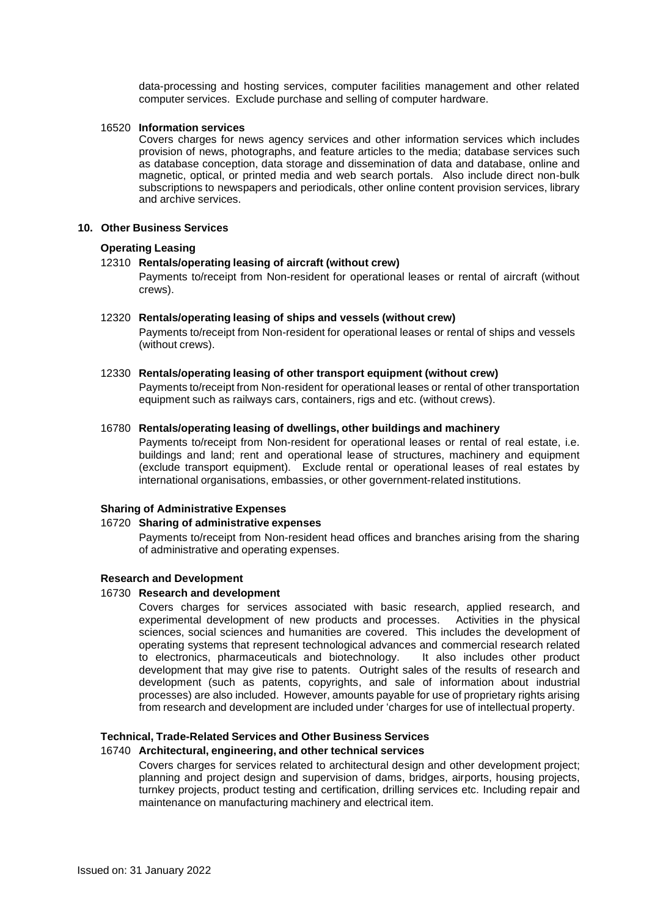data-processing and hosting services, computer facilities management and other related computer services. Exclude purchase and selling of computer hardware.

16520 **Information services**

Covers charges for news agency services and other information services which includes provision of news, photographs, and feature articles to the media; database services such as database conception, data storage and dissemination of data and database, online and magnetic, optical, or printed media and web search portals. Also include direct non-bulk subscriptions to newspapers and periodicals, other online content provision services, library and archive services.

## 10. Other Business Services

### Operating Leasing

12310 **Rentals/operating leasing of aircraft (without crew)**

Payments to/receipt from Non-resident for operational leases or rental of aircraft (without crews).

12320 **Rentals/operating leasing of ships and vessels (without crew)**

Payments to/receipt from Non-resident for operational leases or rental of ships and vessels (without crews).

12330 **Rentals/operating leasing of other transport equipment (without crew)**

Payments to/receipt from Non-resident for operational leases or rental of other transportation equipment such as railways cars, containers, rigs and etc. (without crews).

16780 **Rentals/operating leasing of dwellings, other buildings and machinery**

Payments to/receipt from Non-resident for operational leases or rental of real estate, i.e. buildings and land; rent and operational lease of structures, machinery and equipment (exclude transport equipment). Exclude rental or operational leases of real estates by international organisations, embassies, or other government-related institutions.

### Sharing of Administrative Expenses

16720 **Sharing of administrative expenses**

Payments to/receipt from Non-resident head offices and branches arising from the sharing of administrative and operating expenses.

### Research and Development

16730 **Research and development**

Covers charges for services associated with basic research, applied research, and experimental development of new products and processes. Activities in the physical sciences, social sciences and humanities are covered. This includes the development of operating systems that represent technological advances and commercial research related to electronics, pharmaceuticals and biotechnology. It also includes other product development that may give rise to patents. Outright sales of the results of research and development (such as patents, copyrights, and sale of information about industrial processes) are also included. However, amounts payable for use of proprietary rights arising from research and development are included under 'charges for use of intellectual property.

### Technical, Trade-Related Services and Other Business Services

16740 **Architectural, engineering, and other technical services**

Covers charges for services related to architectural design and other development project; planning and project design and supervision of dams, bridges, airports, housing projects, turnkey projects, product testing and certification, drilling services etc. Including repair and maintenance on manufacturing machinery and electrical item.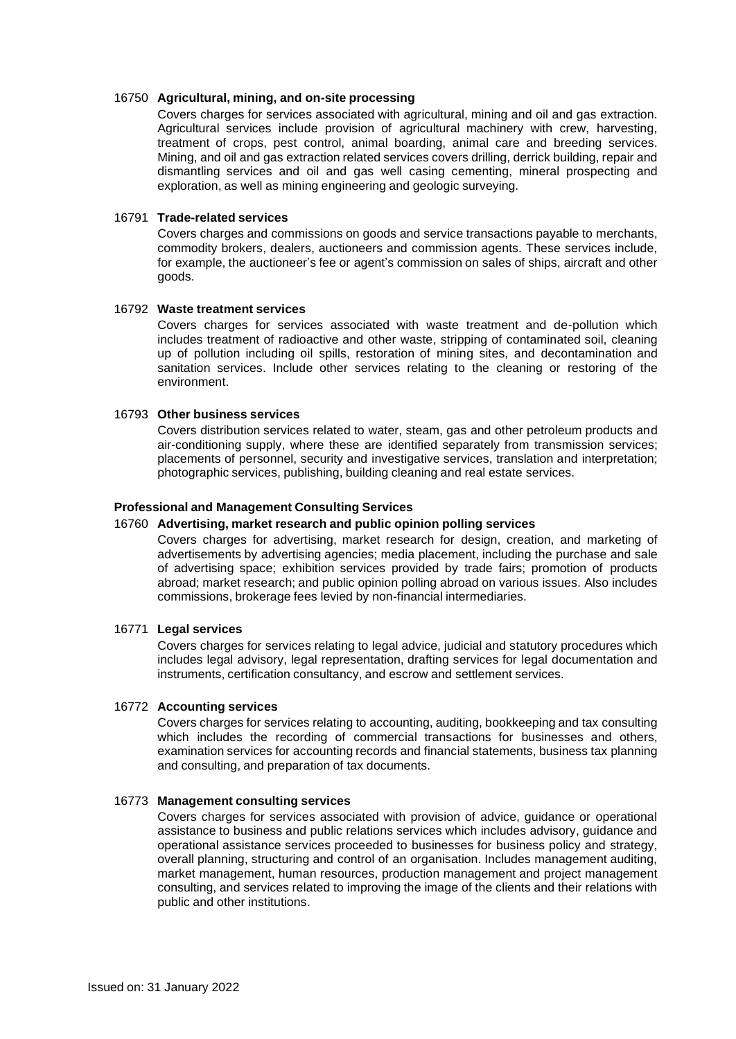**16750 Agricultural, mining, and on-site processing**

Covers charges for services associated with agricultural, mining and oil and gas extraction. Agricultural services include provision of agricultural machinery with crew, harvesting, treatment of crops, pest control, animal boarding, animal care and breeding services. Mining, and oil and gas extraction related services covers drilling, derrick building, repair and dismantling services and oil and gas well casing cementing, mineral prospecting and exploration, as well as mining engineering and geologic surveying.

**16791 Trade-related services**

Covers charges and commissions on goods and service transactions payable to merchants, commodity brokers, dealers, auctioneers and commission agents. These services include, for example, the auctioneer's fee or agent's commission on sales of ships, aircraft and other goods.

**16792 Waste treatment services**

Covers charges for services associated with waste treatment and de-pollution which includes treatment of radioactive and other waste, stripping of contaminated soil, cleaning up of pollution including oil spills, restoration of mining sites, and decontamination and sanitation services. Include other services relating to the cleaning or restoring of the environment.

**16793 Other business services**

Covers distribution services related to water, steam, gas and other petroleum products and air-conditioning supply, where these are identified separately from transmission services; placements of personnel, security and investigative services, translation and interpretation; photographic services, publishing, building cleaning and real estate services.

**Professional and Management Consulting Services**

**16760 Advertising, market research and public opinion polling services**

Covers charges for advertising, market research for design, creation, and marketing of advertisements by advertising agencies; media placement, including the purchase and sale of advertising space; exhibition services provided by trade fairs; promotion of products abroad; market research; and public opinion polling abroad on various issues. Also includes commissions, brokerage fees levied by non-financial intermediaries.

**16771 Legal services**

Covers charges for services relating to legal advice, judicial and statutory procedures which includes legal advisory, legal representation, drafting services for legal documentation and instruments, certification consultancy, and escrow and settlement services.

**16772 Accounting services**

Covers charges for services relating to accounting, auditing, bookkeeping and tax consulting which includes the recording of commercial transactions for businesses and others, examination services for accounting records and financial statements, business tax planning and consulting, and preparation of tax documents.

**16773 Management consulting services**

Covers charges for services associated with provision of advice, guidance or operational assistance to business and public relations services which includes advisory, guidance and operational assistance services proceeded to businesses for business policy and strategy, overall planning, structuring and control of an organisation. Includes management auditing, market management, human resources, production management and project management consulting, and services related to improving the image of the clients and their relations with public and other institutions.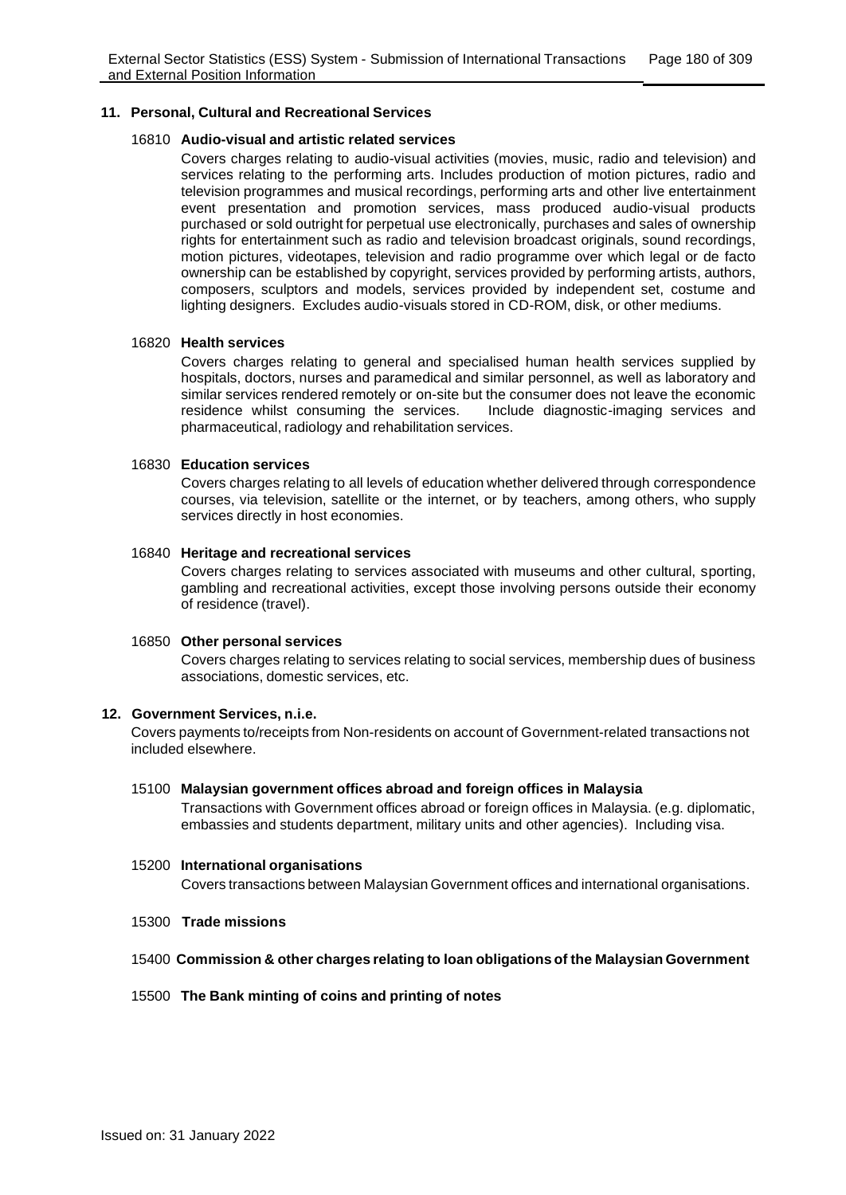## 11. Personal, Cultural and Recreational Services

### 16810 Audio-visual and artistic related services

Covers charges relating to audio-visual activities (movies, music, radio and television) and services relating to the performing arts. Includes production of motion pictures, radio and television programmes and musical recordings, performing arts and other live entertainment event presentation and promotion services, mass produced audio-visual products purchased or sold outright for perpetual use electronically, purchases and sales of ownership rights for entertainment such as radio and television broadcast originals, sound recordings, motion pictures, videotapes, television and radio programme over which legal or de facto ownership can be established by copyright, services provided by performing artists, authors, composers, sculptors and models, services provided by independent set, costume and lighting designers. Excludes audio-visuals stored in CD-ROM, disk, or other mediums.

### 16820 Health services

Covers charges relating to general and specialised human health services supplied by hospitals, doctors, nurses and paramedical and similar personnel, as well as laboratory and similar services rendered remotely or on-site but the consumer does not leave the economic residence whilst consuming the services. Include diagnostic-imaging services and pharmaceutical, radiology and rehabilitation services.

### 16830 Education services

Covers charges relating to all levels of education whether delivered through correspondence courses, via television, satellite or the internet, or by teachers, among others, who supply services directly in host economies.

### 16840 Heritage and recreational services

Covers charges relating to services associated with museums and other cultural, sporting, gambling and recreational activities, except those involving persons outside their economy of residence (travel).

### 16850 Other personal services

Covers charges relating to services relating to social services, membership dues of business associations, domestic services, etc.

## 12. Government Services, n.i.e.

Covers payments to/receipts from Non-residents on account of Government-related transactions not included elsewhere.

### 15100 Malaysian government offices abroad and foreign offices in Malaysia

Transactions with Government offices abroad or foreign offices in Malaysia. (e.g. diplomatic, embassies and students department, military units and other agencies). Including visa.

### 15200 International organisations

Covers transactions between Malaysian Government offices and international organisations.

### 15300 Trade missions

### 15400 Commission & other charges relating to loan obligations of the Malaysian Government

### 15500 The Bank minting of coins and printing of notes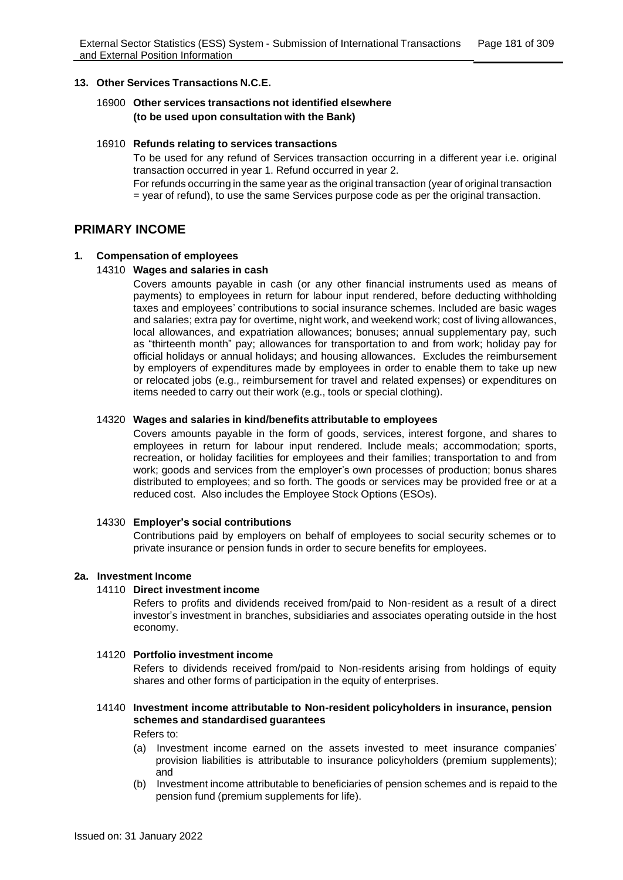#### 13. Other Services Transactions N.C.E.

16900 **Other services transactions not identified elsewhere (to be used upon consultation with the Bank)**

16910 **Refunds relating to services transactions**

To be used for any refund of Services transaction occurring in a different year i.e. original transaction occurred in year 1. Refund occurred in year 2.

For refunds occurring in the same year as the original transaction (year of original transaction = year of refund), to use the same Services purpose code as per the original transaction.

## PRIMARY INCOME

#### 1. Compensation of employees

14310 **Wages and salaries in cash**

Covers amounts payable in cash (or any other financial instruments used as means of payments) to employees in return for labour input rendered, before deducting withholding taxes and employees' contributions to social insurance schemes. Included are basic wages and salaries; extra pay for overtime, night work, and weekend work; cost of living allowances, local allowances, and expatriation allowances; bonuses; annual supplementary pay, such as "thirteenth month" pay; allowances for transportation to and from work; holiday pay for official holidays or annual holidays; and housing allowances. Excludes the reimbursement by employers of expenditures made by employees in order to enable them to take up new or relocated jobs (e.g., reimbursement for travel and related expenses) or expenditures on items needed to carry out their work (e.g., tools or special clothing).

14320 **Wages and salaries in kind/benefits attributable to employees**

Covers amounts payable in the form of goods, services, interest forgone, and shares to employees in return for labour input rendered. Include meals; accommodation; sports, recreation, or holiday facilities for employees and their families; transportation to and from work; goods and services from the employer's own processes of production; bonus shares distributed to employees; and so forth. The goods or services may be provided free or at a reduced cost. Also includes the Employee Stock Options (ESOs).

14330 **Employer's social contributions**

Contributions paid by employers on behalf of employees to social security schemes or to private insurance or pension funds in order to secure benefits for employees.

#### 2a. Investment Income

14110 **Direct investment income**

Refers to profits and dividends received from/paid to Non-resident as a result of a direct investor's investment in branches, subsidiaries and associates operating outside in the host economy.

14120 **Portfolio investment income**

Refers to dividends received from/paid to Non-residents arising from holdings of equity shares and other forms of participation in the equity of enterprises.

14140 **Investment income attributable to Non-resident policyholders in insurance, pension schemes and standardised guarantees**

Refers to:

(a) Investment income earned on the assets invested to meet insurance companies' provision liabilities is attributable to insurance policyholders (premium supplements); and

(b) Investment income attributable to beneficiaries of pension schemes and is repaid to the pension fund (premium supplements for life).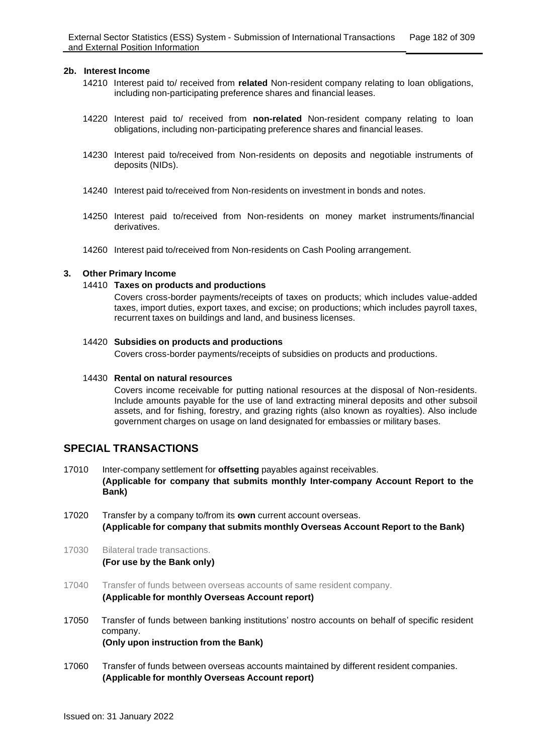### 2b. Interest Income

14210 Interest paid to/ received from **related** Non-resident company relating to loan obligations, including non-participating preference shares and financial leases.

14220 Interest paid to/ received from **non-related** Non-resident company relating to loan obligations, including non-participating preference shares and financial leases.

14230 Interest paid to/received from Non-residents on deposits and negotiable instruments of deposits (NIDs).

14240 Interest paid to/received from Non-residents on investment in bonds and notes.

14250 Interest paid to/received from Non-residents on money market instruments/financial derivatives.

14260 Interest paid to/received from Non-residents on Cash Pooling arrangement.

### 3. Other Primary Income

14410 **Taxes on products and productions**

Covers cross-border payments/receipts of taxes on products; which includes value-added taxes, import duties, export taxes, and excise; on productions; which includes payroll taxes, recurrent taxes on buildings and land, and business licenses.

14420 **Subsidies on products and productions**

Covers cross-border payments/receipts of subsidies on products and productions.

14430 **Rental on natural resources**

Covers income receivable for putting national resources at the disposal of Non-residents. Include amounts payable for the use of land extracting mineral deposits and other subsoil assets, and for fishing, forestry, and grazing rights (also known as royalties). Also include government charges on usage on land designated for embassies or military bases.

## SPECIAL TRANSACTIONS

17010 Inter-company settlement for **offsetting** payables against receivables.
**(Applicable for company that submits monthly Inter-company Account Report to the Bank)**

17020 Transfer by a company to/from its **own** current account overseas.
**(Applicable for company that submits monthly Overseas Account Report to the Bank)**

17030 Bilateral trade transactions.
**(For use by the Bank only)**

17040 Transfer of funds between overseas accounts of same resident company.
**(Applicable for monthly Overseas Account report)**

17050 Transfer of funds between banking institutions' nostro accounts on behalf of specific resident company.
**(Only upon instruction from the Bank)**

17060 Transfer of funds between overseas accounts maintained by different resident companies.
**(Applicable for monthly Overseas Account report)**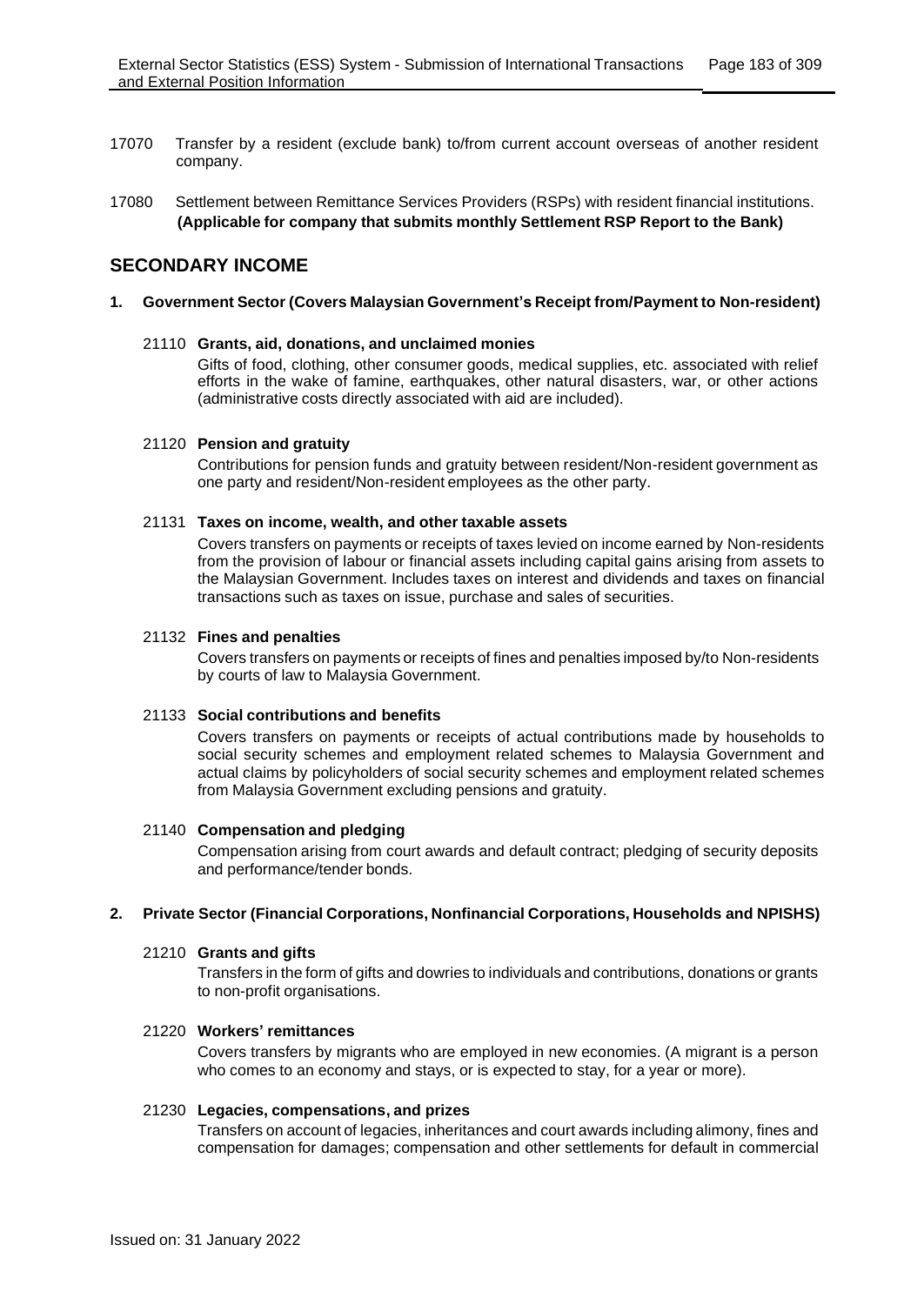17070 Transfer by a resident (exclude bank) to/from current account overseas of another resident company.

17080 Settlement between Remittance Services Providers (RSPs) with resident financial institutions. **(Applicable for company that submits monthly Settlement RSP Report to the Bank)**

## SECONDARY INCOME

### 1. Government Sector (Covers Malaysian Government's Receipt from/Payment to Non-resident)

21110 **Grants, aid, donations, and unclaimed monies**

Gifts of food, clothing, other consumer goods, medical supplies, etc. associated with relief efforts in the wake of famine, earthquakes, other natural disasters, war, or other actions (administrative costs directly associated with aid are included).

21120 **Pension and gratuity**

Contributions for pension funds and gratuity between resident/Non-resident government as one party and resident/Non-resident employees as the other party.

21131 **Taxes on income, wealth, and other taxable assets**

Covers transfers on payments or receipts of taxes levied on income earned by Non-residents from the provision of labour or financial assets including capital gains arising from assets to the Malaysian Government. Includes taxes on interest and dividends and taxes on financial transactions such as taxes on issue, purchase and sales of securities.

21132 **Fines and penalties**

Covers transfers on payments or receipts of fines and penalties imposed by/to Non-residents by courts of law to Malaysia Government.

21133 **Social contributions and benefits**

Covers transfers on payments or receipts of actual contributions made by households to social security schemes and employment related schemes to Malaysia Government and actual claims by policyholders of social security schemes and employment related schemes from Malaysia Government excluding pensions and gratuity.

21140 **Compensation and pledging**

Compensation arising from court awards and default contract; pledging of security deposits and performance/tender bonds.

### 2. Private Sector (Financial Corporations, Nonfinancial Corporations, Households and NPISHS)

21210 **Grants and gifts**

Transfers in the form of gifts and dowries to individuals and contributions, donations or grants to non-profit organisations.

21220 **Workers' remittances**

Covers transfers by migrants who are employed in new economies. (A migrant is a person who comes to an economy and stays, or is expected to stay, for a year or more).

21230 **Legacies, compensations, and prizes**

Transfers on account of legacies, inheritances and court awards including alimony, fines and compensation for damages; compensation and other settlements for default in commercial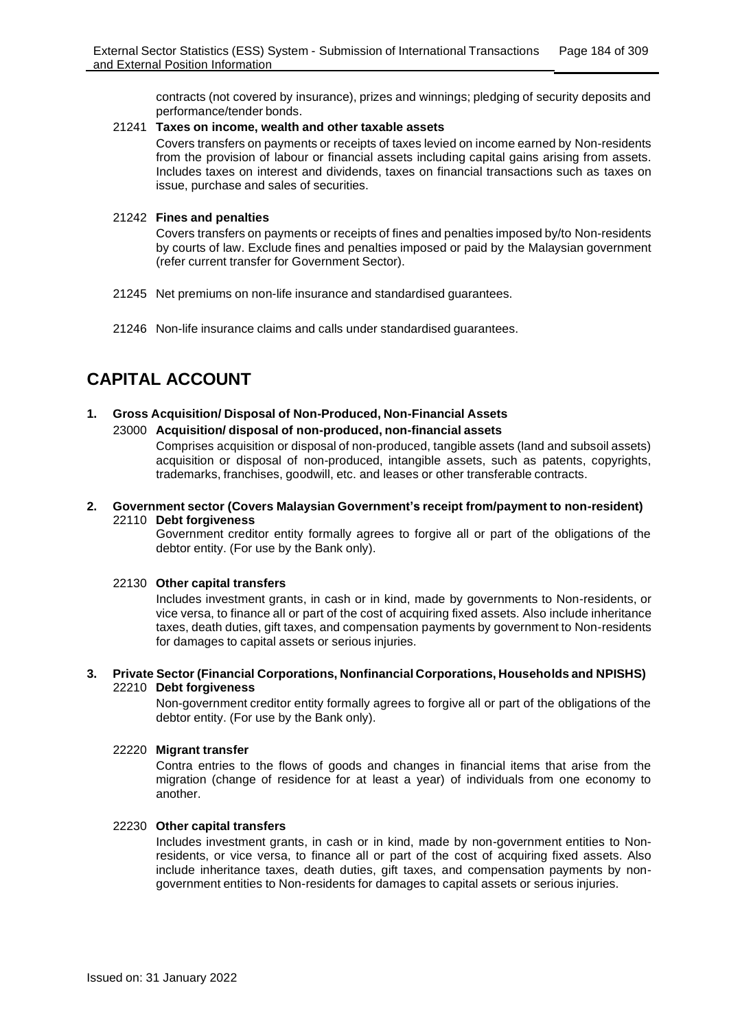contracts (not covered by insurance), prizes and winnings; pledging of security deposits and performance/tender bonds.

21241 **Taxes on income, wealth and other taxable assets**

Covers transfers on payments or receipts of taxes levied on income earned by Non-residents from the provision of labour or financial assets including capital gains arising from assets. Includes taxes on interest and dividends, taxes on financial transactions such as taxes on issue, purchase and sales of securities.

21242 **Fines and penalties**

Covers transfers on payments or receipts of fines and penalties imposed by/to Non-residents by courts of law. Exclude fines and penalties imposed or paid by the Malaysian government (refer current transfer for Government Sector).

21245 Net premiums on non-life insurance and standardised guarantees.

21246 Non-life insurance claims and calls under standardised guarantees.

# CAPITAL ACCOUNT

**1. Gross Acquisition/ Disposal of Non-Produced, Non-Financial Assets**

23000 **Acquisition/ disposal of non-produced, non-financial assets**

Comprises acquisition or disposal of non-produced, tangible assets (land and subsoil assets) acquisition or disposal of non-produced, intangible assets, such as patents, copyrights, trademarks, franchises, goodwill, etc. and leases or other transferable contracts.

**2. Government sector (Covers Malaysian Government's receipt from/payment to non-resident)**

22110 **Debt forgiveness**

Government creditor entity formally agrees to forgive all or part of the obligations of the debtor entity. (For use by the Bank only).

22130 **Other capital transfers**

Includes investment grants, in cash or in kind, made by governments to Non-residents, or vice versa, to finance all or part of the cost of acquiring fixed assets. Also include inheritance taxes, death duties, gift taxes, and compensation payments by government to Non-residents for damages to capital assets or serious injuries.

**3. Private Sector (Financial Corporations, Nonfinancial Corporations, Households and NPISHS)**

22210 **Debt forgiveness**

Non-government creditor entity formally agrees to forgive all or part of the obligations of the debtor entity. (For use by the Bank only).

22220 **Migrant transfer**

Contra entries to the flows of goods and changes in financial items that arise from the migration (change of residence for at least a year) of individuals from one economy to another.

22230 **Other capital transfers**

Includes investment grants, in cash or in kind, made by non-government entities to Non-residents, or vice versa, to finance all or part of the cost of acquiring fixed assets. Also include inheritance taxes, death duties, gift taxes, and compensation payments by non-government entities to Non-residents for damages to capital assets or serious injuries.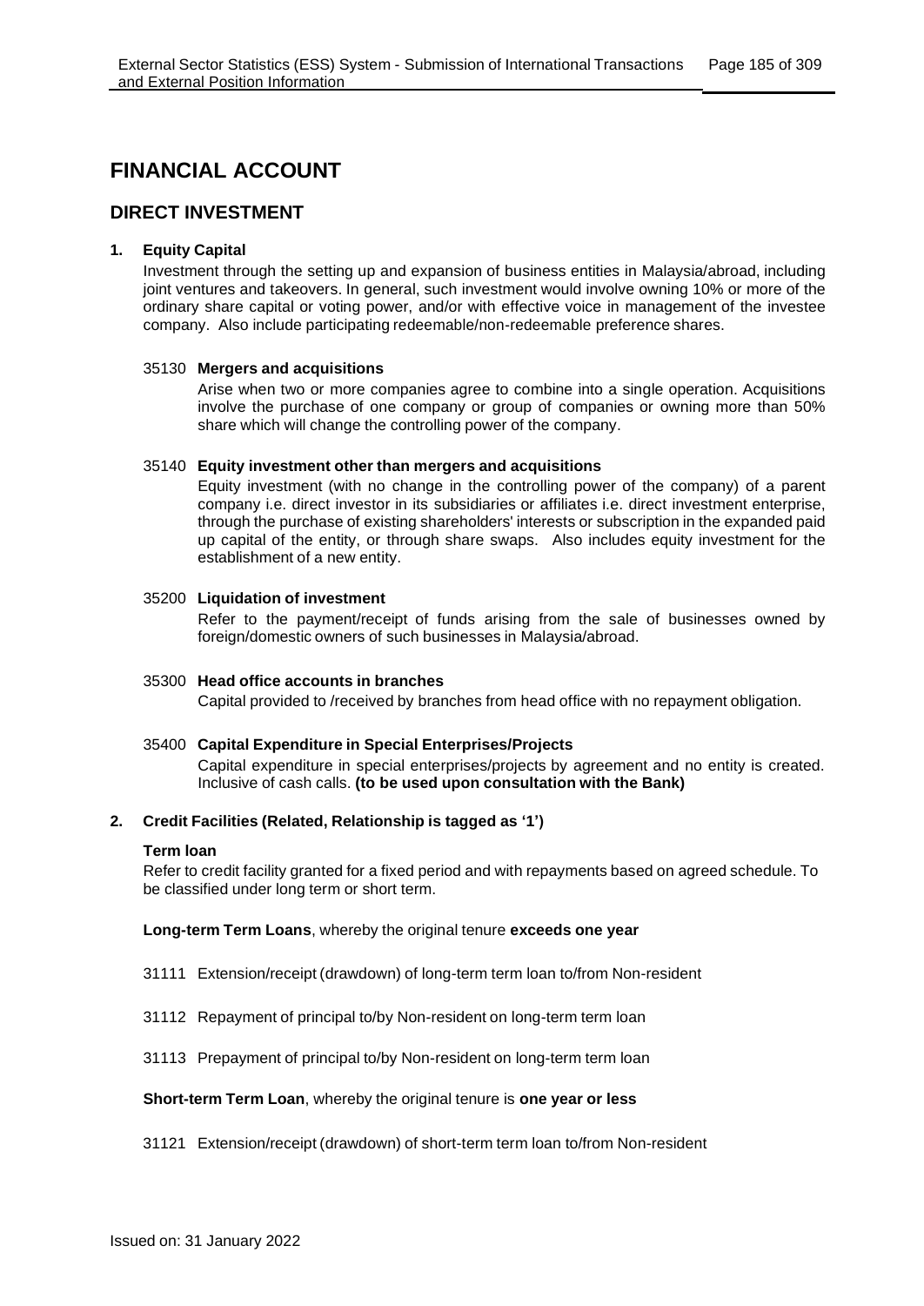# FINANCIAL ACCOUNT

## DIRECT INVESTMENT

### 1. Equity Capital

Investment through the setting up and expansion of business entities in Malaysia/abroad, including joint ventures and takeovers. In general, such investment would involve owning 10% or more of the ordinary share capital or voting power, and/or with effective voice in management of the investee company. Also include participating redeemable/non-redeemable preference shares.

35130 **Mergers and acquisitions**

Arise when two or more companies agree to combine into a single operation. Acquisitions involve the purchase of one company or group of companies or owning more than 50% share which will change the controlling power of the company.

35140 **Equity investment other than mergers and acquisitions**

Equity investment (with no change in the controlling power of the company) of a parent company i.e. direct investor in its subsidiaries or affiliates i.e. direct investment enterprise, through the purchase of existing shareholders' interests or subscription in the expanded paid up capital of the entity, or through share swaps. Also includes equity investment for the establishment of a new entity.

35200 **Liquidation of investment**

Refer to the payment/receipt of funds arising from the sale of businesses owned by foreign/domestic owners of such businesses in Malaysia/abroad.

35300 **Head office accounts in branches**

Capital provided to /received by branches from head office with no repayment obligation.

35400 **Capital Expenditure in Special Enterprises/Projects**

Capital expenditure in special enterprises/projects by agreement and no entity is created. Inclusive of cash calls. **(to be used upon consultation with the Bank)**

### 2. Credit Facilities (Related, Relationship is tagged as '1')

**Term loan**

Refer to credit facility granted for a fixed period and with repayments based on agreed schedule. To be classified under long term or short term.

**Long-term Term Loans**, whereby the original tenure **exceeds one year**

31111 Extension/receipt (drawdown) of long-term term loan to/from Non-resident

31112 Repayment of principal to/by Non-resident on long-term term loan

31113 Prepayment of principal to/by Non-resident on long-term term loan

**Short-term Term Loan**, whereby the original tenure is **one year or less**

31121 Extension/receipt (drawdown) of short-term term loan to/from Non-resident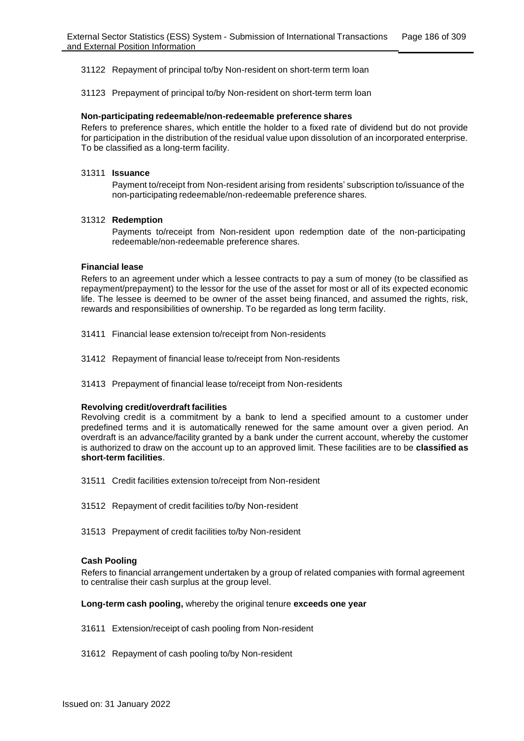31122 Repayment of principal to/by Non-resident on short-term term loan

31123 Prepayment of principal to/by Non-resident on short-term term loan

**Non-participating redeemable/non-redeemable preference shares**

Refers to preference shares, which entitle the holder to a fixed rate of dividend but do not provide for participation in the distribution of the residual value upon dissolution of an incorporated enterprise. To be classified as a long-term facility.

31311 **Issuance**

Payment to/receipt from Non-resident arising from residents' subscription to/issuance of the non-participating redeemable/non-redeemable preference shares.

31312 **Redemption**

Payments to/receipt from Non-resident upon redemption date of the non-participating redeemable/non-redeemable preference shares.

**Financial lease**

Refers to an agreement under which a lessee contracts to pay a sum of money (to be classified as repayment/prepayment) to the lessor for the use of the asset for most or all of its expected economic life. The lessee is deemed to be owner of the asset being financed, and assumed the rights, risk, rewards and responsibilities of ownership. To be regarded as long term facility.

31411 Financial lease extension to/receipt from Non-residents

31412 Repayment of financial lease to/receipt from Non-residents

31413 Prepayment of financial lease to/receipt from Non-residents

**Revolving credit/overdraft facilities**

Revolving credit is a commitment by a bank to lend a specified amount to a customer under predefined terms and it is automatically renewed for the same amount over a given period. An overdraft is an advance/facility granted by a bank under the current account, whereby the customer is authorized to draw on the account up to an approved limit. These facilities are to be **classified as short-term facilities**.

31511 Credit facilities extension to/receipt from Non-resident

31512 Repayment of credit facilities to/by Non-resident

31513 Prepayment of credit facilities to/by Non-resident

**Cash Pooling**

Refers to financial arrangement undertaken by a group of related companies with formal agreement to centralise their cash surplus at the group level.

**Long-term cash pooling,** whereby the original tenure **exceeds one year**

31611 Extension/receipt of cash pooling from Non-resident

31612 Repayment of cash pooling to/by Non-resident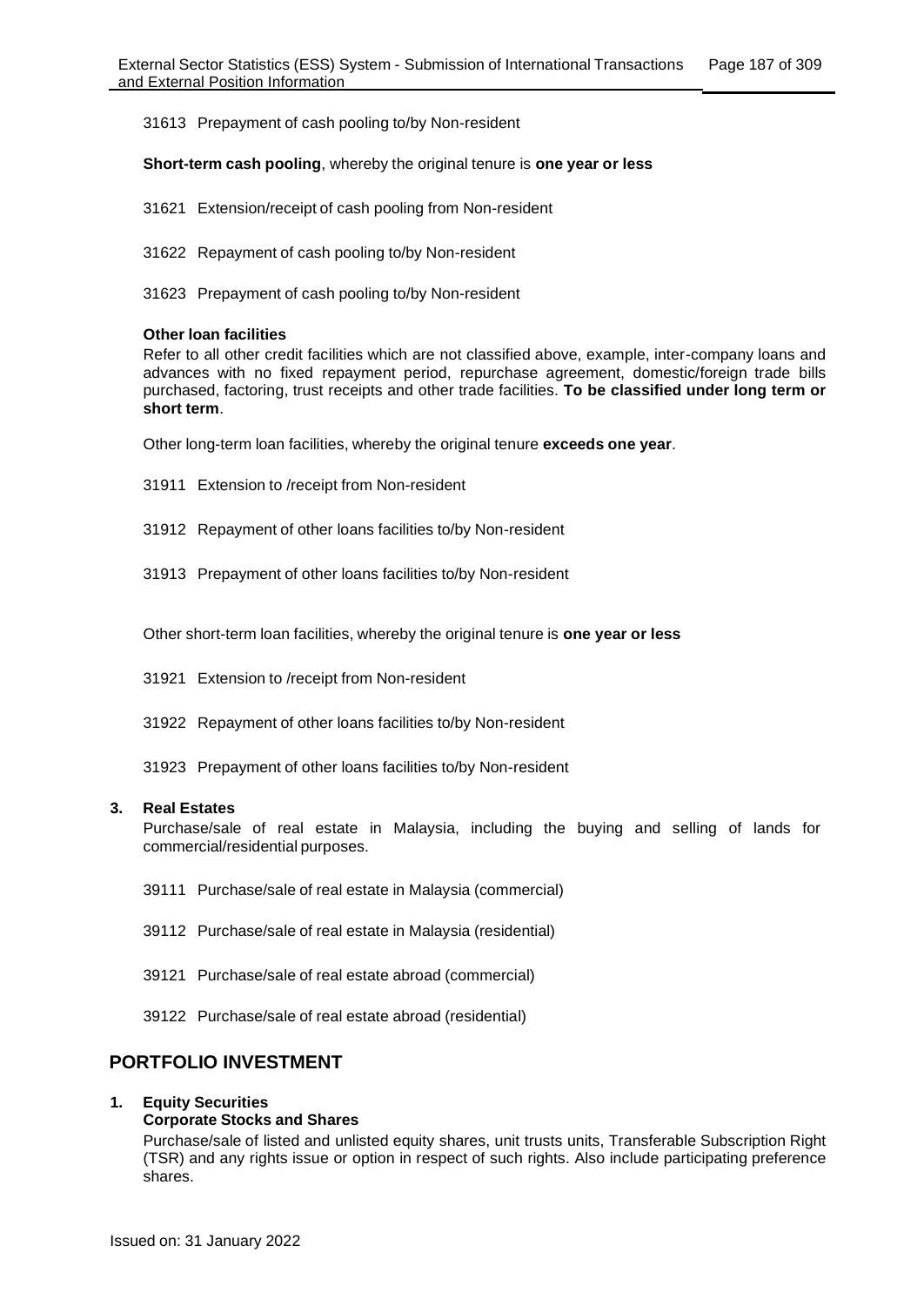31613 Prepayment of cash pooling to/by Non-resident

**Short-term cash pooling**, whereby the original tenure is **one year or less**

31621 Extension/receipt of cash pooling from Non-resident

31622 Repayment of cash pooling to/by Non-resident

31623 Prepayment of cash pooling to/by Non-resident

**Other loan facilities**

Refer to all other credit facilities which are not classified above, example, inter-company loans and advances with no fixed repayment period, repurchase agreement, domestic/foreign trade bills purchased, factoring, trust receipts and other trade facilities. **To be classified under long term or short term**.

Other long-term loan facilities, whereby the original tenure **exceeds one year**.

31911 Extension to /receipt from Non-resident

31912 Repayment of other loans facilities to/by Non-resident

31913 Prepayment of other loans facilities to/by Non-resident

Other short-term loan facilities, whereby the original tenure is **one year or less**

31921 Extension to /receipt from Non-resident

31922 Repayment of other loans facilities to/by Non-resident

31923 Prepayment of other loans facilities to/by Non-resident

**3. Real Estates**

Purchase/sale of real estate in Malaysia, including the buying and selling of lands for commercial/residential purposes.

39111 Purchase/sale of real estate in Malaysia (commercial)

39112 Purchase/sale of real estate in Malaysia (residential)

39121 Purchase/sale of real estate abroad (commercial)

39122 Purchase/sale of real estate abroad (residential)

## PORTFOLIO INVESTMENT

**1. Equity Securities**

**Corporate Stocks and Shares**

Purchase/sale of listed and unlisted equity shares, unit trusts units, Transferable Subscription Right (TSR) and any rights issue or option in respect of such rights. Also include participating preference shares.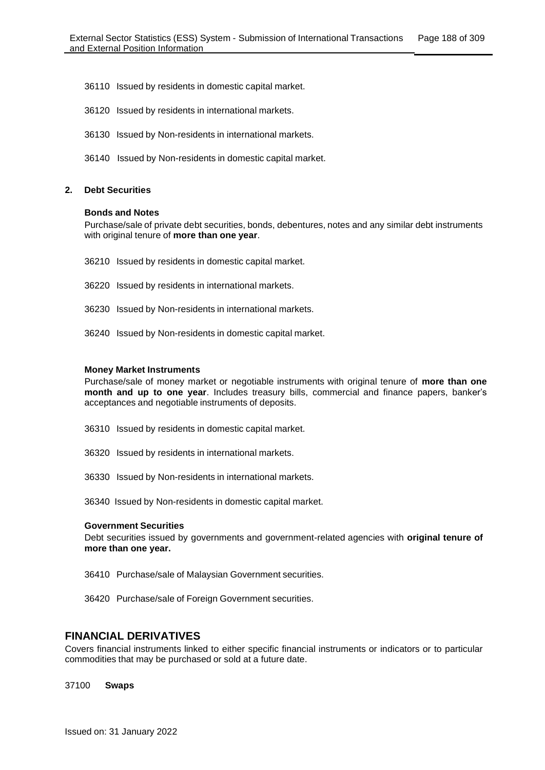36110 Issued by residents in domestic capital market.

36120 Issued by residents in international markets.

36130 Issued by Non-residents in international markets.

36140 Issued by Non-residents in domestic capital market.

**2. Debt Securities**

**Bonds and Notes**

Purchase/sale of private debt securities, bonds, debentures, notes and any similar debt instruments with original tenure of **more than one year**.

36210 Issued by residents in domestic capital market.

36220 Issued by residents in international markets.

36230 Issued by Non-residents in international markets.

36240 Issued by Non-residents in domestic capital market.

**Money Market Instruments**

Purchase/sale of money market or negotiable instruments with original tenure of **more than one month and up to one year**. Includes treasury bills, commercial and finance papers, banker's acceptances and negotiable instruments of deposits.

36310 Issued by residents in domestic capital market.

36320 Issued by residents in international markets.

36330 Issued by Non-residents in international markets.

36340 Issued by Non-residents in domestic capital market.

**Government Securities**

Debt securities issued by governments and government-related agencies with **original tenure of more than one year.**

36410 Purchase/sale of Malaysian Government securities.

36420 Purchase/sale of Foreign Government securities.

## FINANCIAL DERIVATIVES

Covers financial instruments linked to either specific financial instruments or indicators or to particular commodities that may be purchased or sold at a future date.

37100 **Swaps**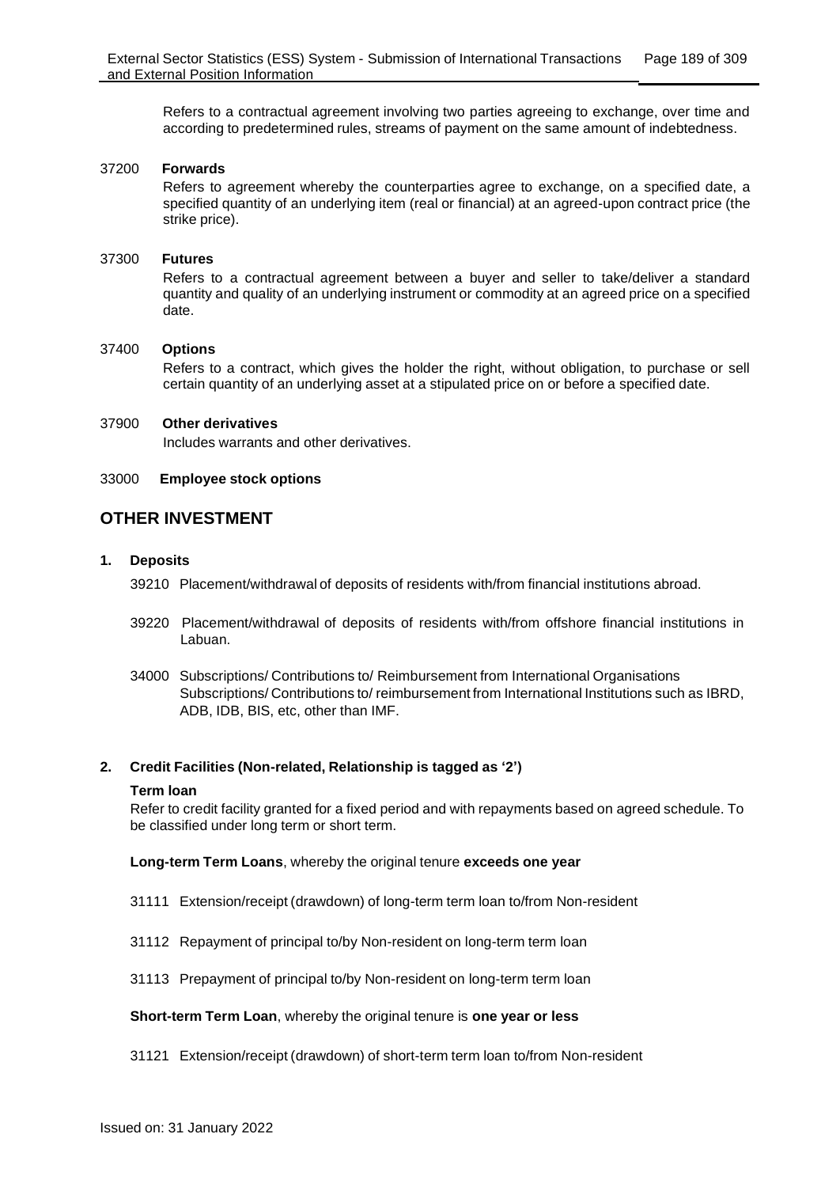Refers to a contractual agreement involving two parties agreeing to exchange, over time and according to predetermined rules, streams of payment on the same amount of indebtedness.

37200 **Forwards**

Refers to agreement whereby the counterparties agree to exchange, on a specified date, a specified quantity of an underlying item (real or financial) at an agreed-upon contract price (the strike price).

37300 **Futures**

Refers to a contractual agreement between a buyer and seller to take/deliver a standard quantity and quality of an underlying instrument or commodity at an agreed price on a specified date.

37400 **Options**

Refers to a contract, which gives the holder the right, without obligation, to purchase or sell certain quantity of an underlying asset at a stipulated price on or before a specified date.

37900 **Other derivatives**

Includes warrants and other derivatives.

33000 **Employee stock options**

## OTHER INVESTMENT

### 1. Deposits

39210 Placement/withdrawal of deposits of residents with/from financial institutions abroad.

39220 Placement/withdrawal of deposits of residents with/from offshore financial institutions in Labuan.

34000 Subscriptions/ Contributions to/ Reimbursement from International Organisations
Subscriptions/ Contributions to/ reimbursement from International Institutions such as IBRD, ADB, IDB, BIS, etc, other than IMF.

### 2. Credit Facilities (Non-related, Relationship is tagged as '2')

**Term loan**

Refer to credit facility granted for a fixed period and with repayments based on agreed schedule. To be classified under long term or short term.

**Long-term Term Loans**, whereby the original tenure **exceeds one year**

31111 Extension/receipt (drawdown) of long-term term loan to/from Non-resident

31112 Repayment of principal to/by Non-resident on long-term term loan

31113 Prepayment of principal to/by Non-resident on long-term term loan

**Short-term Term Loan**, whereby the original tenure is **one year or less**

31121 Extension/receipt (drawdown) of short-term term loan to/from Non-resident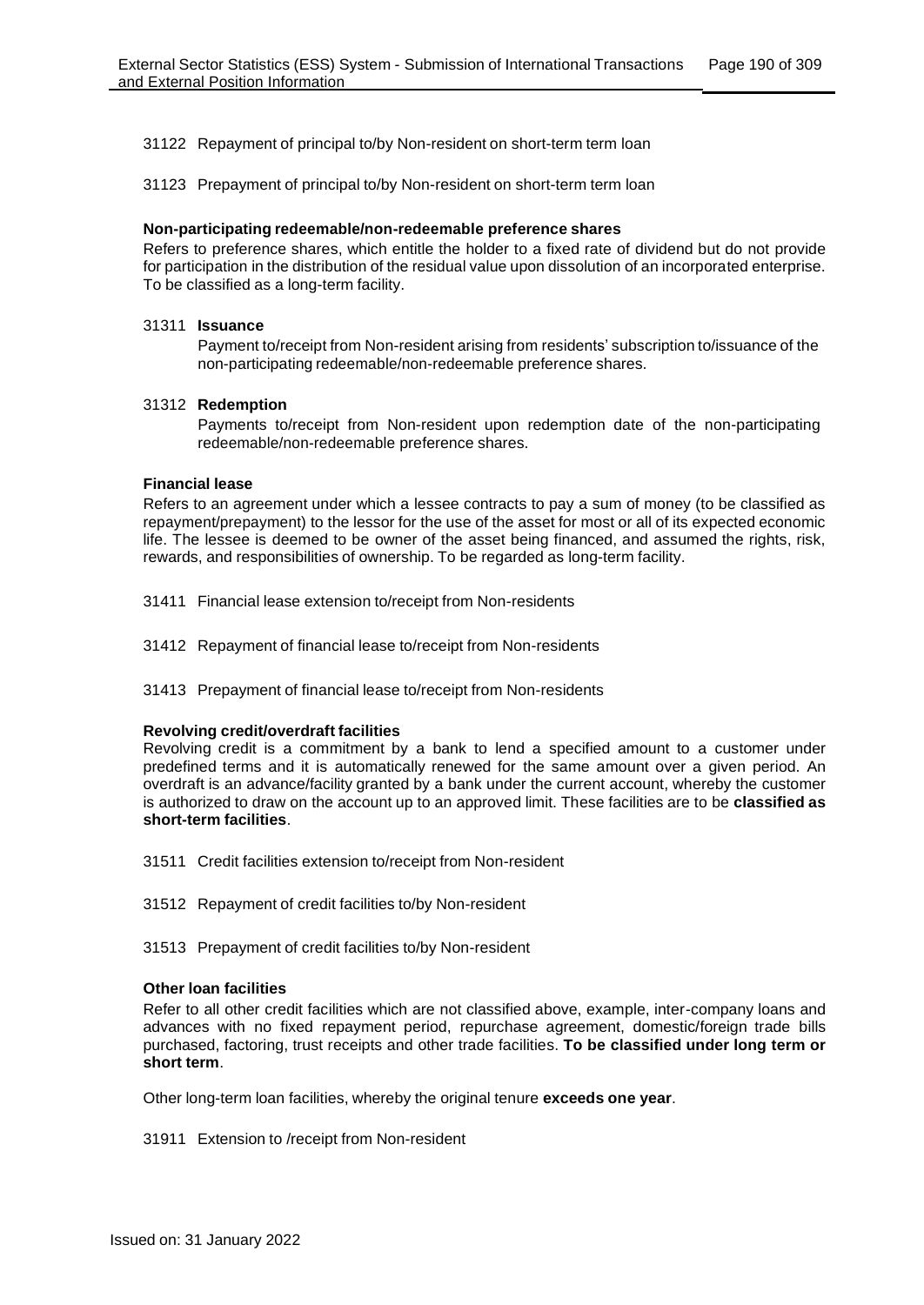31122 Repayment of principal to/by Non-resident on short-term term loan

31123 Prepayment of principal to/by Non-resident on short-term term loan

**Non-participating redeemable/non-redeemable preference shares**

Refers to preference shares, which entitle the holder to a fixed rate of dividend but do not provide for participation in the distribution of the residual value upon dissolution of an incorporated enterprise. To be classified as a long-term facility.

31311 **Issuance**

Payment to/receipt from Non-resident arising from residents' subscription to/issuance of the non-participating redeemable/non-redeemable preference shares.

31312 **Redemption**

Payments to/receipt from Non-resident upon redemption date of the non-participating redeemable/non-redeemable preference shares.

**Financial lease**

Refers to an agreement under which a lessee contracts to pay a sum of money (to be classified as repayment/prepayment) to the lessor for the use of the asset for most or all of its expected economic life. The lessee is deemed to be owner of the asset being financed, and assumed the rights, risk, rewards, and responsibilities of ownership. To be regarded as long-term facility.

31411 Financial lease extension to/receipt from Non-residents

31412 Repayment of financial lease to/receipt from Non-residents

31413 Prepayment of financial lease to/receipt from Non-residents

**Revolving credit/overdraft facilities**

Revolving credit is a commitment by a bank to lend a specified amount to a customer under predefined terms and it is automatically renewed for the same amount over a given period. An overdraft is an advance/facility granted by a bank under the current account, whereby the customer is authorized to draw on the account up to an approved limit. These facilities are to be **classified as short-term facilities**.

31511 Credit facilities extension to/receipt from Non-resident

31512 Repayment of credit facilities to/by Non-resident

31513 Prepayment of credit facilities to/by Non-resident

**Other loan facilities**

Refer to all other credit facilities which are not classified above, example, inter-company loans and advances with no fixed repayment period, repurchase agreement, domestic/foreign trade bills purchased, factoring, trust receipts and other trade facilities. **To be classified under long term or short term**.

Other long-term loan facilities, whereby the original tenure **exceeds one year**.

31911 Extension to /receipt from Non-resident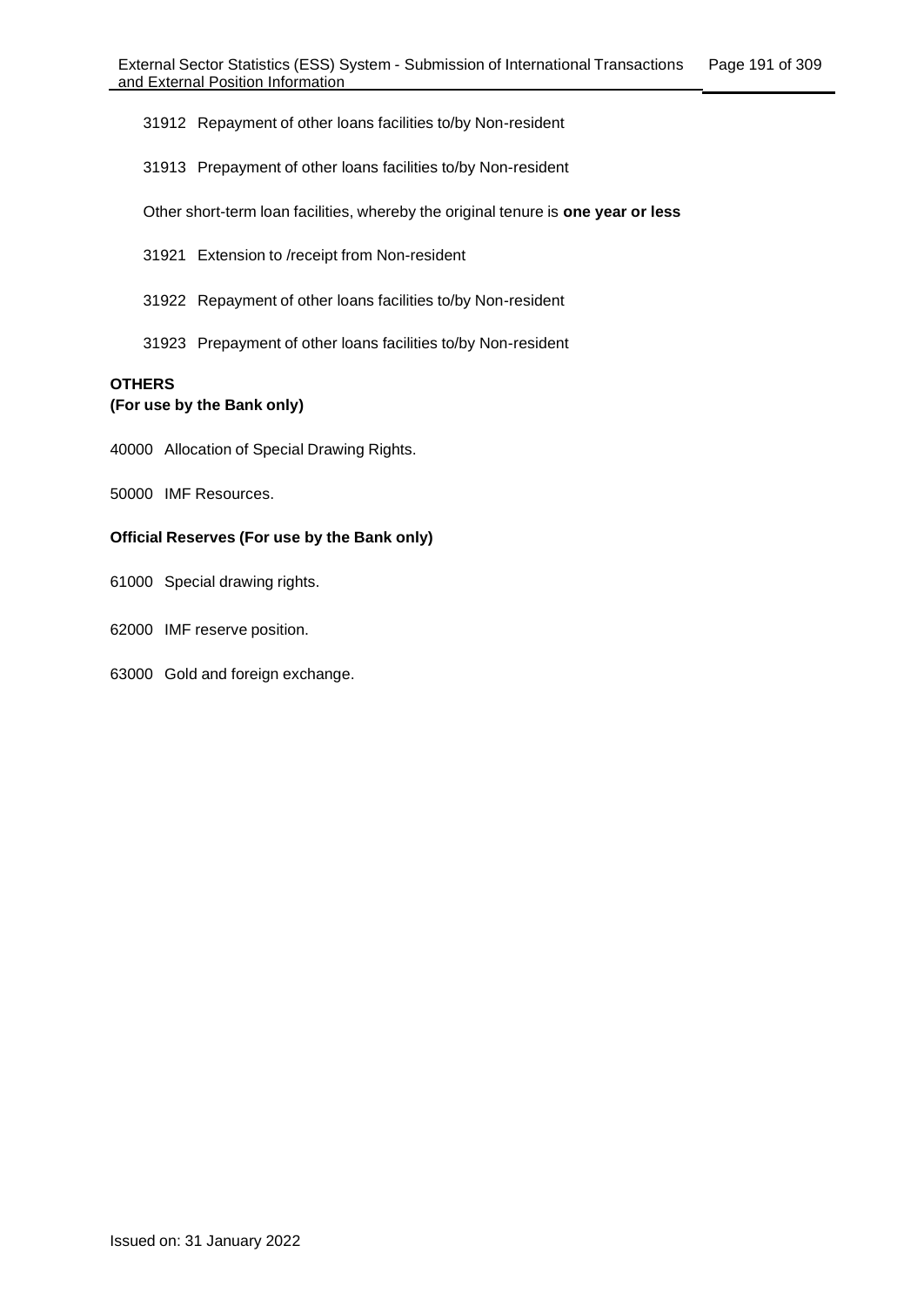31912 Repayment of other loans facilities to/by Non-resident

31913 Prepayment of other loans facilities to/by Non-resident

Other short-term loan facilities, whereby the original tenure is **one year or less**

31921 Extension to /receipt from Non-resident

31922 Repayment of other loans facilities to/by Non-resident

31923 Prepayment of other loans facilities to/by Non-resident

**OTHERS**
**(For use by the Bank only)**

40000 Allocation of Special Drawing Rights.

50000 IMF Resources.

**Official Reserves (For use by the Bank only)**

61000 Special drawing rights.

62000 IMF reserve position.

63000 Gold and foreign exchange.

Issued on: 31 January 2022